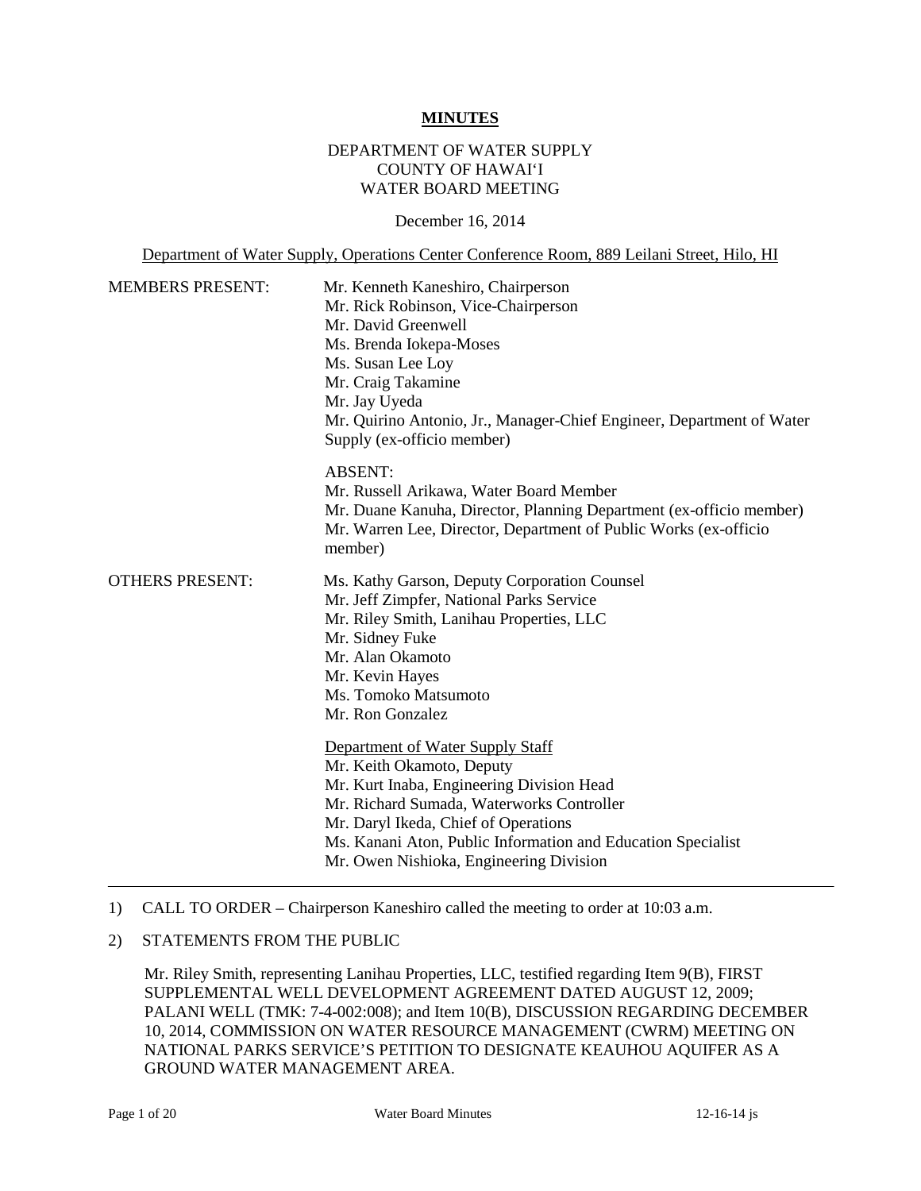**MINUTES**

DEPARTMENT OF WATER SUPPLY
COUNTY OF HAWAI'I
WATER BOARD MEETING

December 16, 2014

Department of Water Supply, Operations Center Conference Room, 889 Leilani Street, Hilo, HI

MEMBERS PRESENT:

Mr. Kenneth Kaneshiro, Chairperson
Mr. Rick Robinson, Vice-Chairperson
Mr. David Greenwell
Ms. Brenda Iokepa-Moses
Ms. Susan Lee Loy
Mr. Craig Takamine
Mr. Jay Uyeda
Mr. Quirino Antonio, Jr., Manager-Chief Engineer, Department of Water Supply (ex-officio member)

ABSENT:
Mr. Russell Arikawa, Water Board Member
Mr. Duane Kanuha, Director, Planning Department (ex-officio member)
Mr. Warren Lee, Director, Department of Public Works (ex-officio member)

OTHERS PRESENT:

Ms. Kathy Garson, Deputy Corporation Counsel
Mr. Jeff Zimpfer, National Parks Service
Mr. Riley Smith, Lanihau Properties, LLC
Mr. Sidney Fuke
Mr. Alan Okamoto
Mr. Kevin Hayes
Ms. Tomoko Matsumoto
Mr. Ron Gonzalez

Department of Water Supply Staff
Mr. Keith Okamoto, Deputy
Mr. Kurt Inaba, Engineering Division Head
Mr. Richard Sumada, Waterworks Controller
Mr. Daryl Ikeda, Chief of Operations
Ms. Kanani Aton, Public Information and Education Specialist
Mr. Owen Nishioka, Engineering Division

---

1) CALL TO ORDER – Chairperson Kaneshiro called the meeting to order at 10:03 a.m.

2) STATEMENTS FROM THE PUBLIC

Mr. Riley Smith, representing Lanihau Properties, LLC, testified regarding Item 9(B), FIRST SUPPLEMENTAL WELL DEVELOPMENT AGREEMENT DATED AUGUST 12, 2009; PALANI WELL (TMK: 7-4-002:008); and Item 10(B), DISCUSSION REGARDING DECEMBER 10, 2014, COMMISSION ON WATER RESOURCE MANAGEMENT (CWRM) MEETING ON NATIONAL PARKS SERVICE'S PETITION TO DESIGNATE KEAUHOU AQUIFER AS A GROUND WATER MANAGEMENT AREA.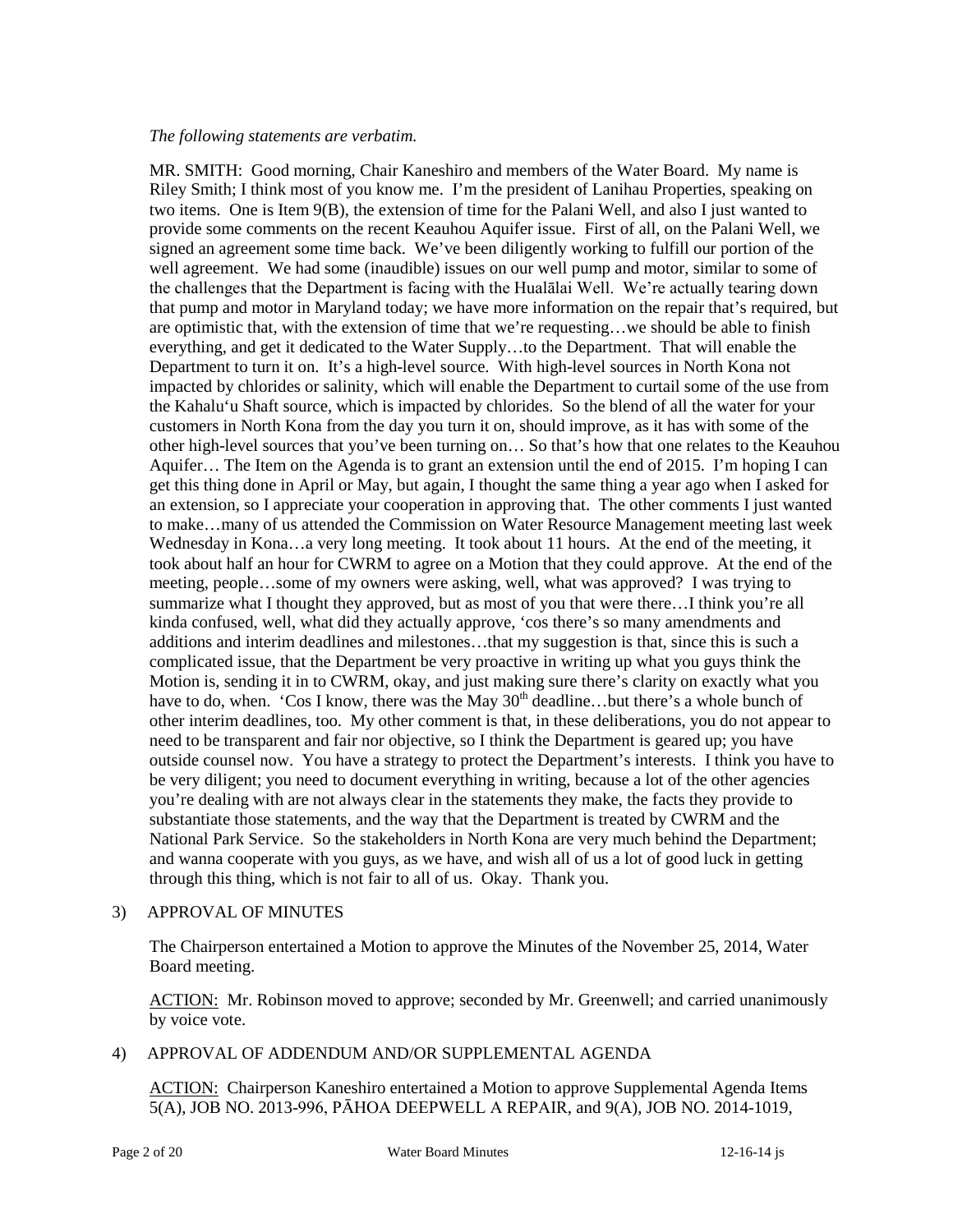*The following statements are verbatim.*

MR. SMITH: Good morning, Chair Kaneshiro and members of the Water Board. My name is Riley Smith; I think most of you know me. I'm the president of Lanihau Properties, speaking on two items. One is Item 9(B), the extension of time for the Palani Well, and also I just wanted to provide some comments on the recent Keauhou Aquifer issue. First of all, on the Palani Well, we signed an agreement some time back. We've been diligently working to fulfill our portion of the well agreement. We had some (inaudible) issues on our well pump and motor, similar to some of the challenges that the Department is facing with the Hualālai Well. We're actually tearing down that pump and motor in Maryland today; we have more information on the repair that's required, but are optimistic that, with the extension of time that we're requesting…we should be able to finish everything, and get it dedicated to the Water Supply…to the Department. That will enable the Department to turn it on. It's a high-level source. With high-level sources in North Kona not impacted by chlorides or salinity, which will enable the Department to curtail some of the use from the Kahalu'u Shaft source, which is impacted by chlorides. So the blend of all the water for your customers in North Kona from the day you turn it on, should improve, as it has with some of the other high-level sources that you've been turning on… So that's how that one relates to the Keauhou Aquifer… The Item on the Agenda is to grant an extension until the end of 2015. I'm hoping I can get this thing done in April or May, but again, I thought the same thing a year ago when I asked for an extension, so I appreciate your cooperation in approving that. The other comments I just wanted to make…many of us attended the Commission on Water Resource Management meeting last week Wednesday in Kona…a very long meeting. It took about 11 hours. At the end of the meeting, it took about half an hour for CWRM to agree on a Motion that they could approve. At the end of the meeting, people…some of my owners were asking, well, what was approved? I was trying to summarize what I thought they approved, but as most of you that were there…I think you're all kinda confused, well, what did they actually approve, 'cos there's so many amendments and additions and interim deadlines and milestones…that my suggestion is that, since this is such a complicated issue, that the Department be very proactive in writing up what you guys think the Motion is, sending it in to CWRM, okay, and just making sure there's clarity on exactly what you have to do, when. 'Cos I know, there was the May 30th deadline…but there's a whole bunch of other interim deadlines, too. My other comment is that, in these deliberations, you do not appear to need to be transparent and fair nor objective, so I think the Department is geared up; you have outside counsel now. You have a strategy to protect the Department's interests. I think you have to be very diligent; you need to document everything in writing, because a lot of the other agencies you're dealing with are not always clear in the statements they make, the facts they provide to substantiate those statements, and the way that the Department is treated by CWRM and the National Park Service. So the stakeholders in North Kona are very much behind the Department; and wanna cooperate with you guys, as we have, and wish all of us a lot of good luck in getting through this thing, which is not fair to all of us. Okay. Thank you.

3) APPROVAL OF MINUTES

The Chairperson entertained a Motion to approve the Minutes of the November 25, 2014, Water Board meeting.

<u>ACTION:</u> Mr. Robinson moved to approve; seconded by Mr. Greenwell; and carried unanimously by voice vote.

4) APPROVAL OF ADDENDUM AND/OR SUPPLEMENTAL AGENDA

<u>ACTION:</u> Chairperson Kaneshiro entertained a Motion to approve Supplemental Agenda Items 5(A), JOB NO. 2013-996, PĀHOA DEEPWELL A REPAIR, and 9(A), JOB NO. 2014-1019,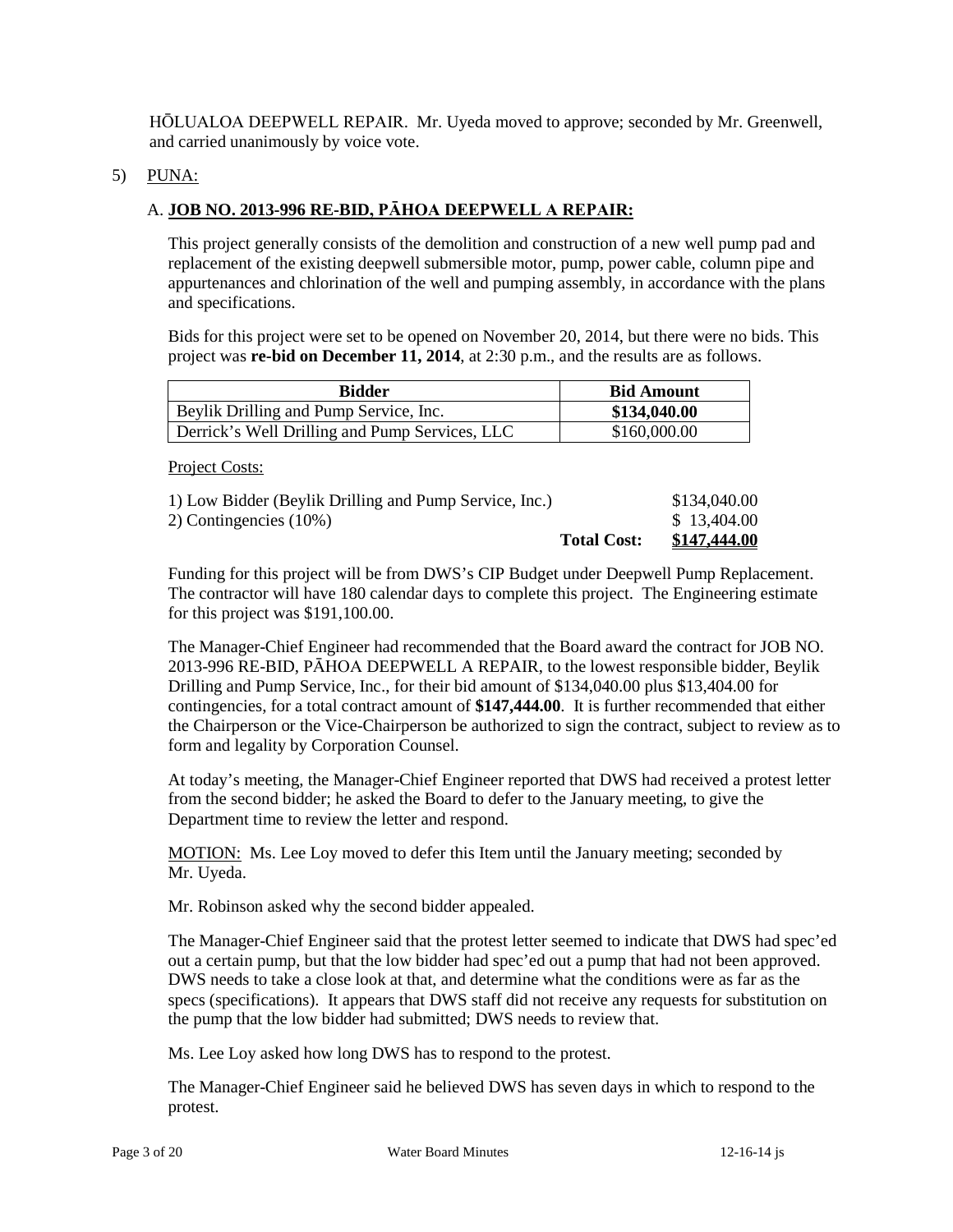HŌLUALOA DEEPWELL REPAIR. Mr. Uyeda moved to approve; seconded by Mr. Greenwell, and carried unanimously by voice vote.

5) PUNA:

A. **JOB NO. 2013-996 RE-BID, PĀHOA DEEPWELL A REPAIR:**

This project generally consists of the demolition and construction of a new well pump pad and replacement of the existing deepwell submersible motor, pump, power cable, column pipe and appurtenances and chlorination of the well and pumping assembly, in accordance with the plans and specifications.

Bids for this project were set to be opened on November 20, 2014, but there were no bids. This project was **re-bid on December 11, 2014**, at 2:30 p.m., and the results are as follows.

| Bidder | Bid Amount |
|---|---|
| Beylik Drilling and Pump Service, Inc. | **$134,040.00** |
| Derrick's Well Drilling and Pump Services, LLC | $160,000.00 |

Project Costs:

| | |
|---|---|
| 1) Low Bidder (Beylik Drilling and Pump Service, Inc.) | $134,040.00 |
| 2) Contingencies (10%) | $ 13,404.00 |
| **Total Cost:** | **$147,444.00** |

Funding for this project will be from DWS's CIP Budget under Deepwell Pump Replacement. The contractor will have 180 calendar days to complete this project. The Engineering estimate for this project was $191,100.00.

The Manager-Chief Engineer had recommended that the Board award the contract for JOB NO. 2013-996 RE-BID, PĀHOA DEEPWELL A REPAIR, to the lowest responsible bidder, Beylik Drilling and Pump Service, Inc., for their bid amount of $134,040.00 plus $13,404.00 for contingencies, for a total contract amount of **$147,444.00**. It is further recommended that either the Chairperson or the Vice-Chairperson be authorized to sign the contract, subject to review as to form and legality by Corporation Counsel.

At today's meeting, the Manager-Chief Engineer reported that DWS had received a protest letter from the second bidder; he asked the Board to defer to the January meeting, to give the Department time to review the letter and respond.

MOTION: Ms. Lee Loy moved to defer this Item until the January meeting; seconded by Mr. Uyeda.

Mr. Robinson asked why the second bidder appealed.

The Manager-Chief Engineer said that the protest letter seemed to indicate that DWS had spec'ed out a certain pump, but that the low bidder had spec'ed out a pump that had not been approved. DWS needs to take a close look at that, and determine what the conditions were as far as the specs (specifications). It appears that DWS staff did not receive any requests for substitution on the pump that the low bidder had submitted; DWS needs to review that.

Ms. Lee Loy asked how long DWS has to respond to the protest.

The Manager-Chief Engineer said he believed DWS has seven days in which to respond to the protest.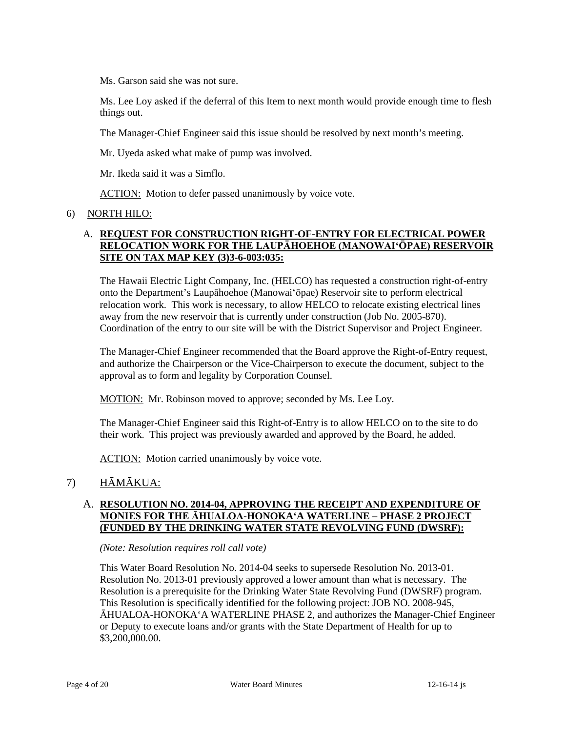Ms. Garson said she was not sure.

Ms. Lee Loy asked if the deferral of this Item to next month would provide enough time to flesh things out.

The Manager-Chief Engineer said this issue should be resolved by next month's meeting.

Mr. Uyeda asked what make of pump was involved.

Mr. Ikeda said it was a Simflo.

ACTION: Motion to defer passed unanimously by voice vote.

6) NORTH HILO:

A. **REQUEST FOR CONSTRUCTION RIGHT-OF-ENTRY FOR ELECTRICAL POWER RELOCATION WORK FOR THE LAUPĀHOEHOE (MANOWAI'ŌPAE) RESERVOIR SITE ON TAX MAP KEY (3)3-6-003:035:**

The Hawaii Electric Light Company, Inc. (HELCO) has requested a construction right-of-entry onto the Department's Laupāhoehoe (Manowai'ōpae) Reservoir site to perform electrical relocation work. This work is necessary, to allow HELCO to relocate existing electrical lines away from the new reservoir that is currently under construction (Job No. 2005-870). Coordination of the entry to our site will be with the District Supervisor and Project Engineer.

The Manager-Chief Engineer recommended that the Board approve the Right-of-Entry request, and authorize the Chairperson or the Vice-Chairperson to execute the document, subject to the approval as to form and legality by Corporation Counsel.

MOTION: Mr. Robinson moved to approve; seconded by Ms. Lee Loy.

The Manager-Chief Engineer said this Right-of-Entry is to allow HELCO on to the site to do their work. This project was previously awarded and approved by the Board, he added.

ACTION: Motion carried unanimously by voice vote.

7) HĀMĀKUA:

A. **RESOLUTION NO. 2014-04, APPROVING THE RECEIPT AND EXPENDITURE OF MONIES FOR THE ĀHUALOA-HONOKA'A WATERLINE – PHASE 2 PROJECT (FUNDED BY THE DRINKING WATER STATE REVOLVING FUND (DWSRF):**

*(Note: Resolution requires roll call vote)*

This Water Board Resolution No. 2014-04 seeks to supersede Resolution No. 2013-01. Resolution No. 2013-01 previously approved a lower amount than what is necessary. The Resolution is a prerequisite for the Drinking Water State Revolving Fund (DWSRF) program. This Resolution is specifically identified for the following project: JOB NO. 2008-945, ĀHUALOA-HONOKA'A WATERLINE PHASE 2, and authorizes the Manager-Chief Engineer or Deputy to execute loans and/or grants with the State Department of Health for up to $3,200,000.00.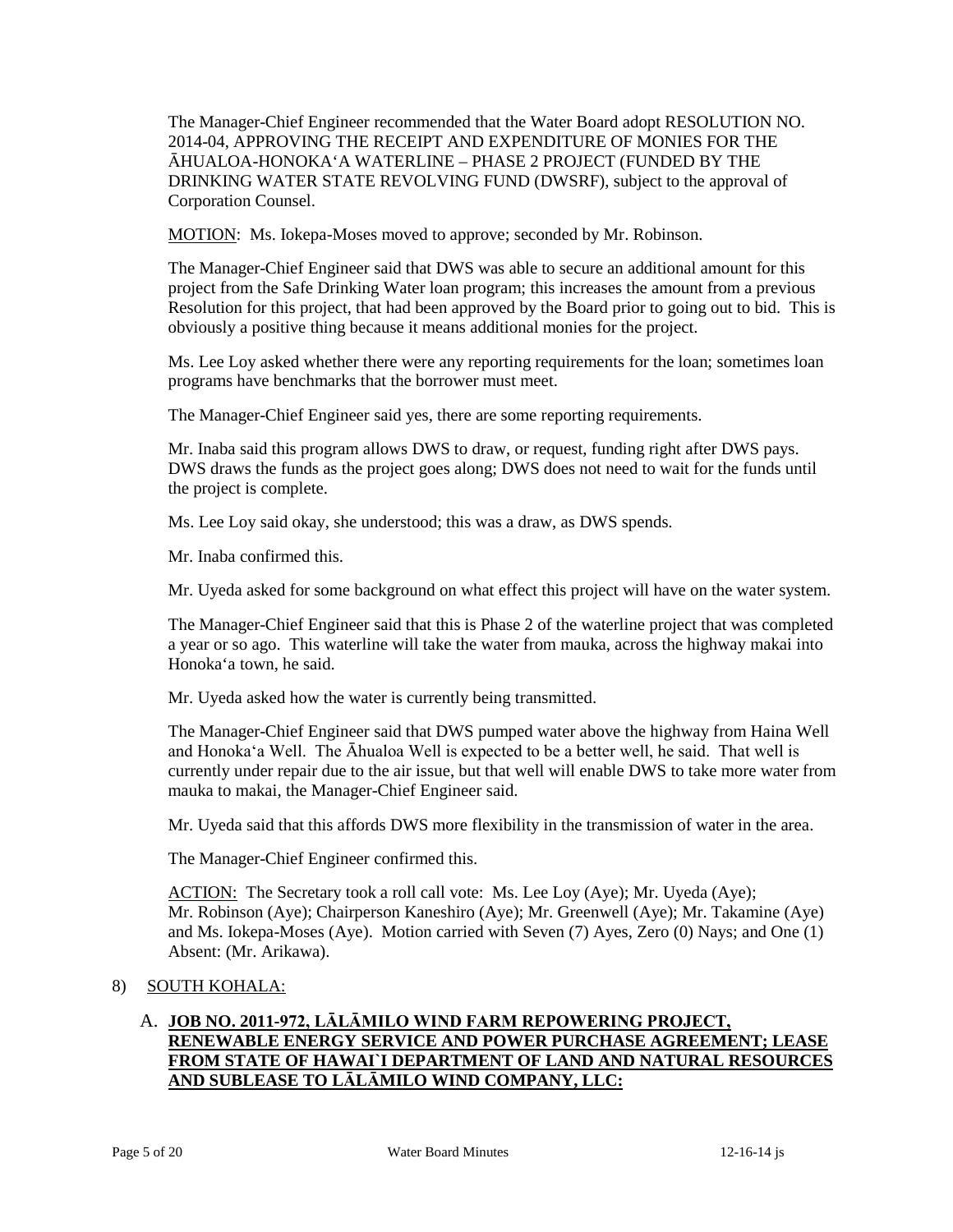The Manager-Chief Engineer recommended that the Water Board adopt RESOLUTION NO. 2014-04, APPROVING THE RECEIPT AND EXPENDITURE OF MONIES FOR THE ĀHUALOA-HONOKAʻA WATERLINE – PHASE 2 PROJECT (FUNDED BY THE DRINKING WATER STATE REVOLVING FUND (DWSRF), subject to the approval of Corporation Counsel.

MOTION: Ms. Iokepa-Moses moved to approve; seconded by Mr. Robinson.

The Manager-Chief Engineer said that DWS was able to secure an additional amount for this project from the Safe Drinking Water loan program; this increases the amount from a previous Resolution for this project, that had been approved by the Board prior to going out to bid. This is obviously a positive thing because it means additional monies for the project.

Ms. Lee Loy asked whether there were any reporting requirements for the loan; sometimes loan programs have benchmarks that the borrower must meet.

The Manager-Chief Engineer said yes, there are some reporting requirements.

Mr. Inaba said this program allows DWS to draw, or request, funding right after DWS pays. DWS draws the funds as the project goes along; DWS does not need to wait for the funds until the project is complete.

Ms. Lee Loy said okay, she understood; this was a draw, as DWS spends.

Mr. Inaba confirmed this.

Mr. Uyeda asked for some background on what effect this project will have on the water system.

The Manager-Chief Engineer said that this is Phase 2 of the waterline project that was completed a year or so ago. This waterline will take the water from mauka, across the highway makai into Honokaʻa town, he said.

Mr. Uyeda asked how the water is currently being transmitted.

The Manager-Chief Engineer said that DWS pumped water above the highway from Haina Well and Honokaʻa Well. The Āhualoa Well is expected to be a better well, he said. That well is currently under repair due to the air issue, but that well will enable DWS to take more water from mauka to makai, the Manager-Chief Engineer said.

Mr. Uyeda said that this affords DWS more flexibility in the transmission of water in the area.

The Manager-Chief Engineer confirmed this.

ACTION: The Secretary took a roll call vote: Ms. Lee Loy (Aye); Mr. Uyeda (Aye); Mr. Robinson (Aye); Chairperson Kaneshiro (Aye); Mr. Greenwell (Aye); Mr. Takamine (Aye) and Ms. Iokepa-Moses (Aye). Motion carried with Seven (7) Ayes, Zero (0) Nays; and One (1) Absent: (Mr. Arikawa).

8) SOUTH KOHALA:

A. **JOB NO. 2011-972, LĀLĀMILO WIND FARM REPOWERING PROJECT, RENEWABLE ENERGY SERVICE AND POWER PURCHASE AGREEMENT; LEASE FROM STATE OF HAWAI`I DEPARTMENT OF LAND AND NATURAL RESOURCES AND SUBLEASE TO LĀLĀMILO WIND COMPANY, LLC:**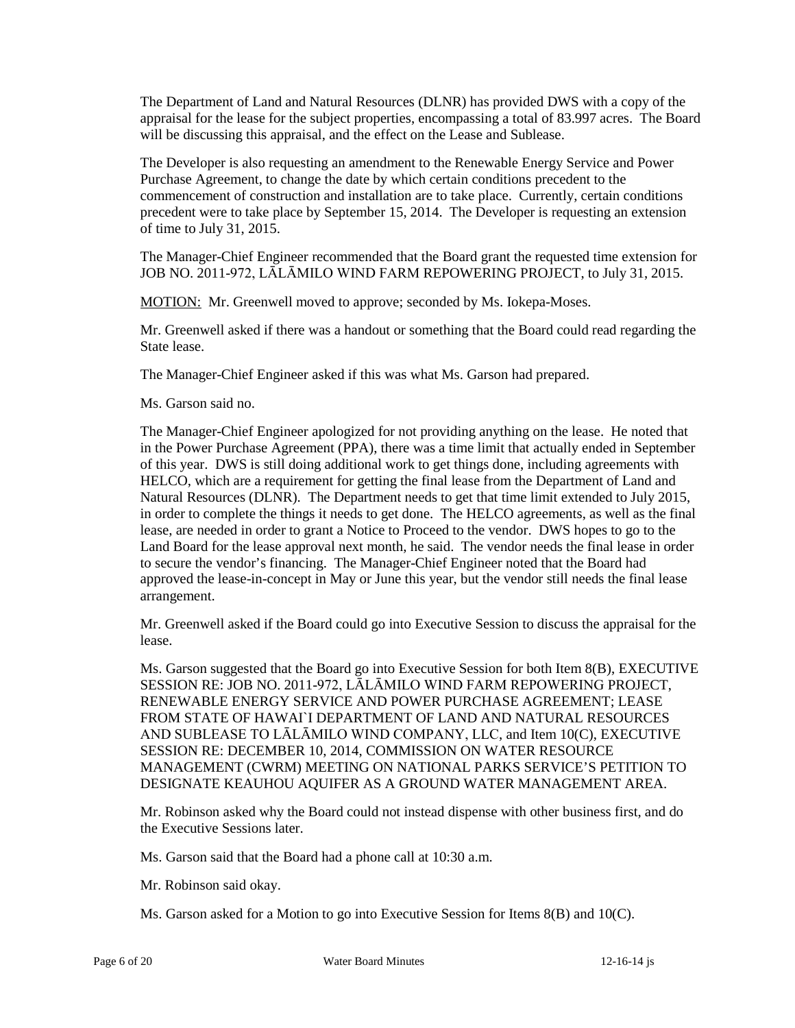The Department of Land and Natural Resources (DLNR) has provided DWS with a copy of the appraisal for the lease for the subject properties, encompassing a total of 83.997 acres. The Board will be discussing this appraisal, and the effect on the Lease and Sublease.

The Developer is also requesting an amendment to the Renewable Energy Service and Power Purchase Agreement, to change the date by which certain conditions precedent to the commencement of construction and installation are to take place. Currently, certain conditions precedent were to take place by September 15, 2014. The Developer is requesting an extension of time to July 31, 2015.

The Manager-Chief Engineer recommended that the Board grant the requested time extension for JOB NO. 2011-972, LĀLĀMILO WIND FARM REPOWERING PROJECT, to July 31, 2015.

MOTION: Mr. Greenwell moved to approve; seconded by Ms. Iokepa-Moses.

Mr. Greenwell asked if there was a handout or something that the Board could read regarding the State lease.

The Manager-Chief Engineer asked if this was what Ms. Garson had prepared.

Ms. Garson said no.

The Manager-Chief Engineer apologized for not providing anything on the lease. He noted that in the Power Purchase Agreement (PPA), there was a time limit that actually ended in September of this year. DWS is still doing additional work to get things done, including agreements with HELCO, which are a requirement for getting the final lease from the Department of Land and Natural Resources (DLNR). The Department needs to get that time limit extended to July 2015, in order to complete the things it needs to get done. The HELCO agreements, as well as the final lease, are needed in order to grant a Notice to Proceed to the vendor. DWS hopes to go to the Land Board for the lease approval next month, he said. The vendor needs the final lease in order to secure the vendor's financing. The Manager-Chief Engineer noted that the Board had approved the lease-in-concept in May or June this year, but the vendor still needs the final lease arrangement.

Mr. Greenwell asked if the Board could go into Executive Session to discuss the appraisal for the lease.

Ms. Garson suggested that the Board go into Executive Session for both Item 8(B), EXECUTIVE SESSION RE: JOB NO. 2011-972, LĀLĀMILO WIND FARM REPOWERING PROJECT, RENEWABLE ENERGY SERVICE AND POWER PURCHASE AGREEMENT; LEASE FROM STATE OF HAWAI`I DEPARTMENT OF LAND AND NATURAL RESOURCES AND SUBLEASE TO LĀLĀMILO WIND COMPANY, LLC, and Item 10(C), EXECUTIVE SESSION RE: DECEMBER 10, 2014, COMMISSION ON WATER RESOURCE MANAGEMENT (CWRM) MEETING ON NATIONAL PARKS SERVICE'S PETITION TO DESIGNATE KEAUHOU AQUIFER AS A GROUND WATER MANAGEMENT AREA.

Mr. Robinson asked why the Board could not instead dispense with other business first, and do the Executive Sessions later.

Ms. Garson said that the Board had a phone call at 10:30 a.m.

Mr. Robinson said okay.

Ms. Garson asked for a Motion to go into Executive Session for Items 8(B) and 10(C).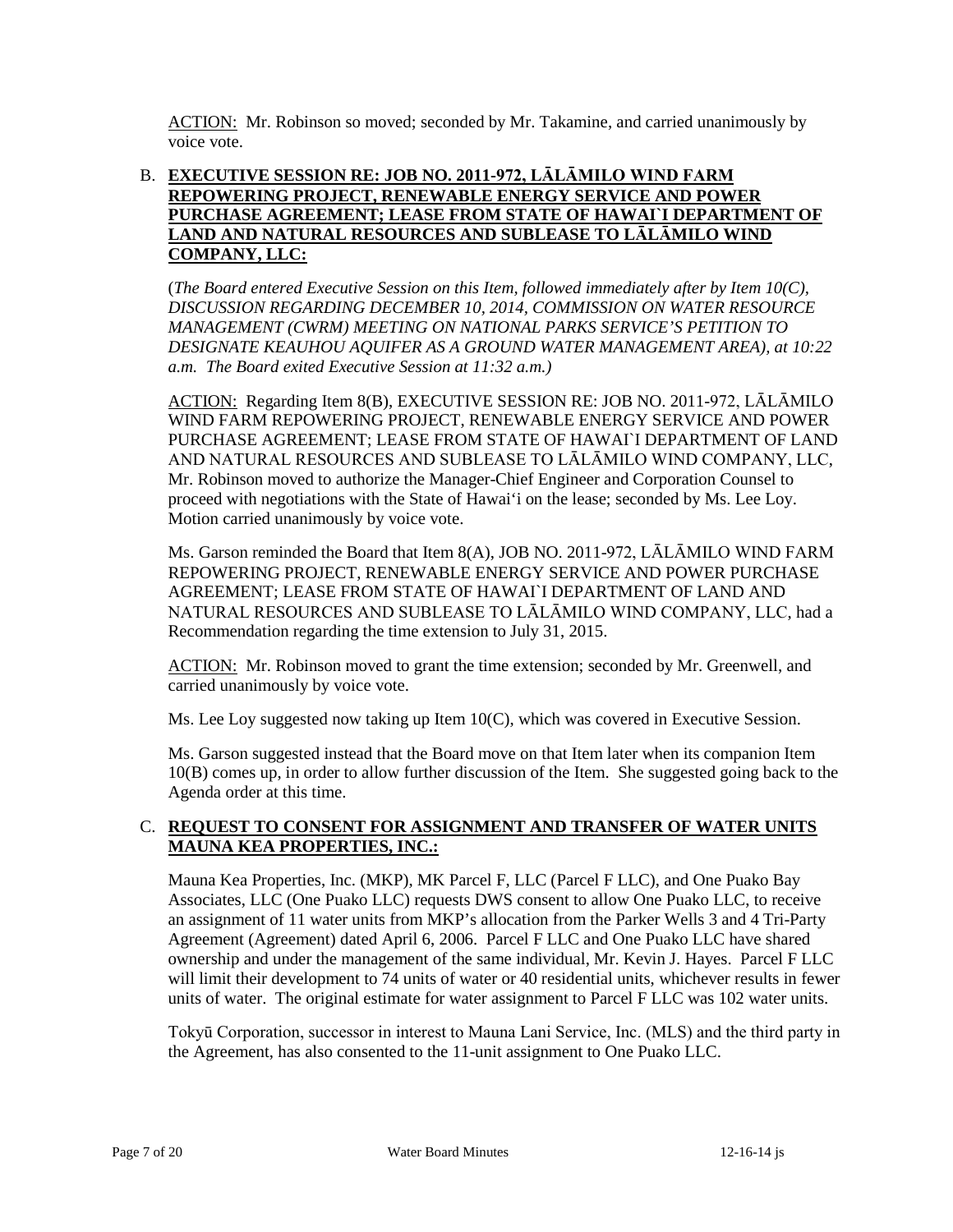ACTION: Mr. Robinson so moved; seconded by Mr. Takamine, and carried unanimously by voice vote.

B. **EXECUTIVE SESSION RE: JOB NO. 2011-972, LĀLĀMILO WIND FARM REPOWERING PROJECT, RENEWABLE ENERGY SERVICE AND POWER PURCHASE AGREEMENT; LEASE FROM STATE OF HAWAI`I DEPARTMENT OF LAND AND NATURAL RESOURCES AND SUBLEASE TO LĀLĀMILO WIND COMPANY, LLC:**

(*The Board entered Executive Session on this Item, followed immediately after by Item 10(C), DISCUSSION REGARDING DECEMBER 10, 2014, COMMISSION ON WATER RESOURCE MANAGEMENT (CWRM) MEETING ON NATIONAL PARKS SERVICE'S PETITION TO DESIGNATE KEAUHOU AQUIFER AS A GROUND WATER MANAGEMENT AREA), at 10:22 a.m. The Board exited Executive Session at 11:32 a.m.)*

ACTION: Regarding Item 8(B), EXECUTIVE SESSION RE: JOB NO. 2011-972, LĀLĀMILO WIND FARM REPOWERING PROJECT, RENEWABLE ENERGY SERVICE AND POWER PURCHASE AGREEMENT; LEASE FROM STATE OF HAWAI`I DEPARTMENT OF LAND AND NATURAL RESOURCES AND SUBLEASE TO LĀLĀMILO WIND COMPANY, LLC, Mr. Robinson moved to authorize the Manager-Chief Engineer and Corporation Counsel to proceed with negotiations with the State of Hawai'i on the lease; seconded by Ms. Lee Loy. Motion carried unanimously by voice vote.

Ms. Garson reminded the Board that Item 8(A), JOB NO. 2011-972, LĀLĀMILO WIND FARM REPOWERING PROJECT, RENEWABLE ENERGY SERVICE AND POWER PURCHASE AGREEMENT; LEASE FROM STATE OF HAWAI`I DEPARTMENT OF LAND AND NATURAL RESOURCES AND SUBLEASE TO LĀLĀMILO WIND COMPANY, LLC, had a Recommendation regarding the time extension to July 31, 2015.

ACTION: Mr. Robinson moved to grant the time extension; seconded by Mr. Greenwell, and carried unanimously by voice vote.

Ms. Lee Loy suggested now taking up Item 10(C), which was covered in Executive Session.

Ms. Garson suggested instead that the Board move on that Item later when its companion Item 10(B) comes up, in order to allow further discussion of the Item. She suggested going back to the Agenda order at this time.

C. **REQUEST TO CONSENT FOR ASSIGNMENT AND TRANSFER OF WATER UNITS MAUNA KEA PROPERTIES, INC.:**

Mauna Kea Properties, Inc. (MKP), MK Parcel F, LLC (Parcel F LLC), and One Puako Bay Associates, LLC (One Puako LLC) requests DWS consent to allow One Puako LLC, to receive an assignment of 11 water units from MKP's allocation from the Parker Wells 3 and 4 Tri-Party Agreement (Agreement) dated April 6, 2006. Parcel F LLC and One Puako LLC have shared ownership and under the management of the same individual, Mr. Kevin J. Hayes. Parcel F LLC will limit their development to 74 units of water or 40 residential units, whichever results in fewer units of water. The original estimate for water assignment to Parcel F LLC was 102 water units.

Tokyū Corporation, successor in interest to Mauna Lani Service, Inc. (MLS) and the third party in the Agreement, has also consented to the 11-unit assignment to One Puako LLC.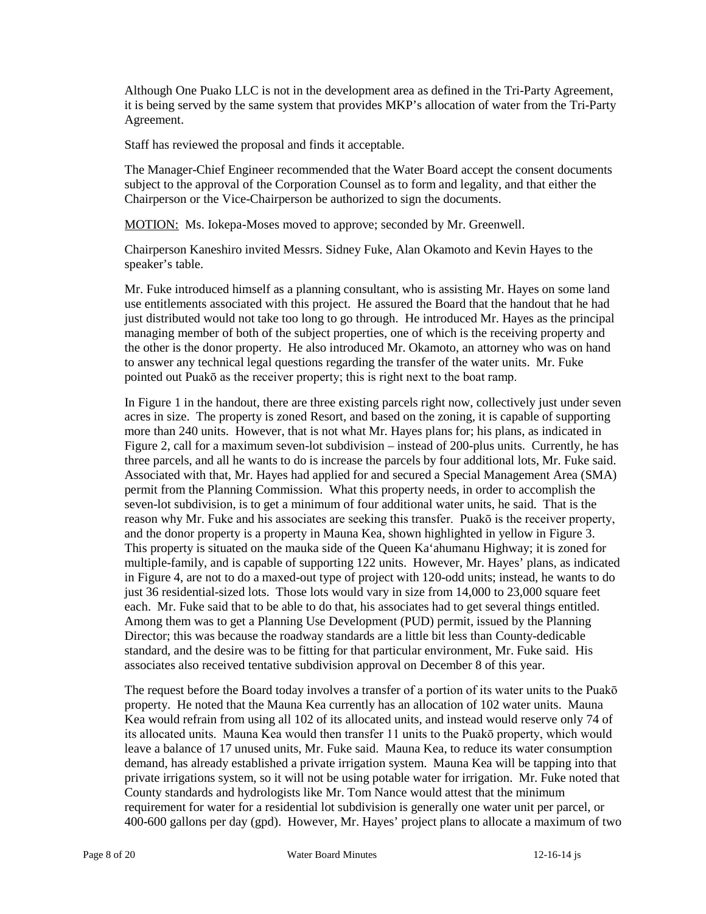Although One Puako LLC is not in the development area as defined in the Tri-Party Agreement, it is being served by the same system that provides MKP's allocation of water from the Tri-Party Agreement.

Staff has reviewed the proposal and finds it acceptable.

The Manager-Chief Engineer recommended that the Water Board accept the consent documents subject to the approval of the Corporation Counsel as to form and legality, and that either the Chairperson or the Vice-Chairperson be authorized to sign the documents.

MOTION: Ms. Iokepa-Moses moved to approve; seconded by Mr. Greenwell.

Chairperson Kaneshiro invited Messrs. Sidney Fuke, Alan Okamoto and Kevin Hayes to the speaker's table.

Mr. Fuke introduced himself as a planning consultant, who is assisting Mr. Hayes on some land use entitlements associated with this project. He assured the Board that the handout that he had just distributed would not take too long to go through. He introduced Mr. Hayes as the principal managing member of both of the subject properties, one of which is the receiving property and the other is the donor property. He also introduced Mr. Okamoto, an attorney who was on hand to answer any technical legal questions regarding the transfer of the water units. Mr. Fuke pointed out Puakō as the receiver property; this is right next to the boat ramp.

In Figure 1 in the handout, there are three existing parcels right now, collectively just under seven acres in size. The property is zoned Resort, and based on the zoning, it is capable of supporting more than 240 units. However, that is not what Mr. Hayes plans for; his plans, as indicated in Figure 2, call for a maximum seven-lot subdivision – instead of 200-plus units. Currently, he has three parcels, and all he wants to do is increase the parcels by four additional lots, Mr. Fuke said. Associated with that, Mr. Hayes had applied for and secured a Special Management Area (SMA) permit from the Planning Commission. What this property needs, in order to accomplish the seven-lot subdivision, is to get a minimum of four additional water units, he said. That is the reason why Mr. Fuke and his associates are seeking this transfer. Puakō is the receiver property, and the donor property is a property in Mauna Kea, shown highlighted in yellow in Figure 3. This property is situated on the mauka side of the Queen Ka'ahumanu Highway; it is zoned for multiple-family, and is capable of supporting 122 units. However, Mr. Hayes' plans, as indicated in Figure 4, are not to do a maxed-out type of project with 120-odd units; instead, he wants to do just 36 residential-sized lots. Those lots would vary in size from 14,000 to 23,000 square feet each. Mr. Fuke said that to be able to do that, his associates had to get several things entitled. Among them was to get a Planning Use Development (PUD) permit, issued by the Planning Director; this was because the roadway standards are a little bit less than County-dedicable standard, and the desire was to be fitting for that particular environment, Mr. Fuke said. His associates also received tentative subdivision approval on December 8 of this year.

The request before the Board today involves a transfer of a portion of its water units to the Puakō property. He noted that the Mauna Kea currently has an allocation of 102 water units. Mauna Kea would refrain from using all 102 of its allocated units, and instead would reserve only 74 of its allocated units. Mauna Kea would then transfer 11 units to the Puakō property, which would leave a balance of 17 unused units, Mr. Fuke said. Mauna Kea, to reduce its water consumption demand, has already established a private irrigation system. Mauna Kea will be tapping into that private irrigations system, so it will not be using potable water for irrigation. Mr. Fuke noted that County standards and hydrologists like Mr. Tom Nance would attest that the minimum requirement for water for a residential lot subdivision is generally one water unit per parcel, or 400-600 gallons per day (gpd). However, Mr. Hayes' project plans to allocate a maximum of two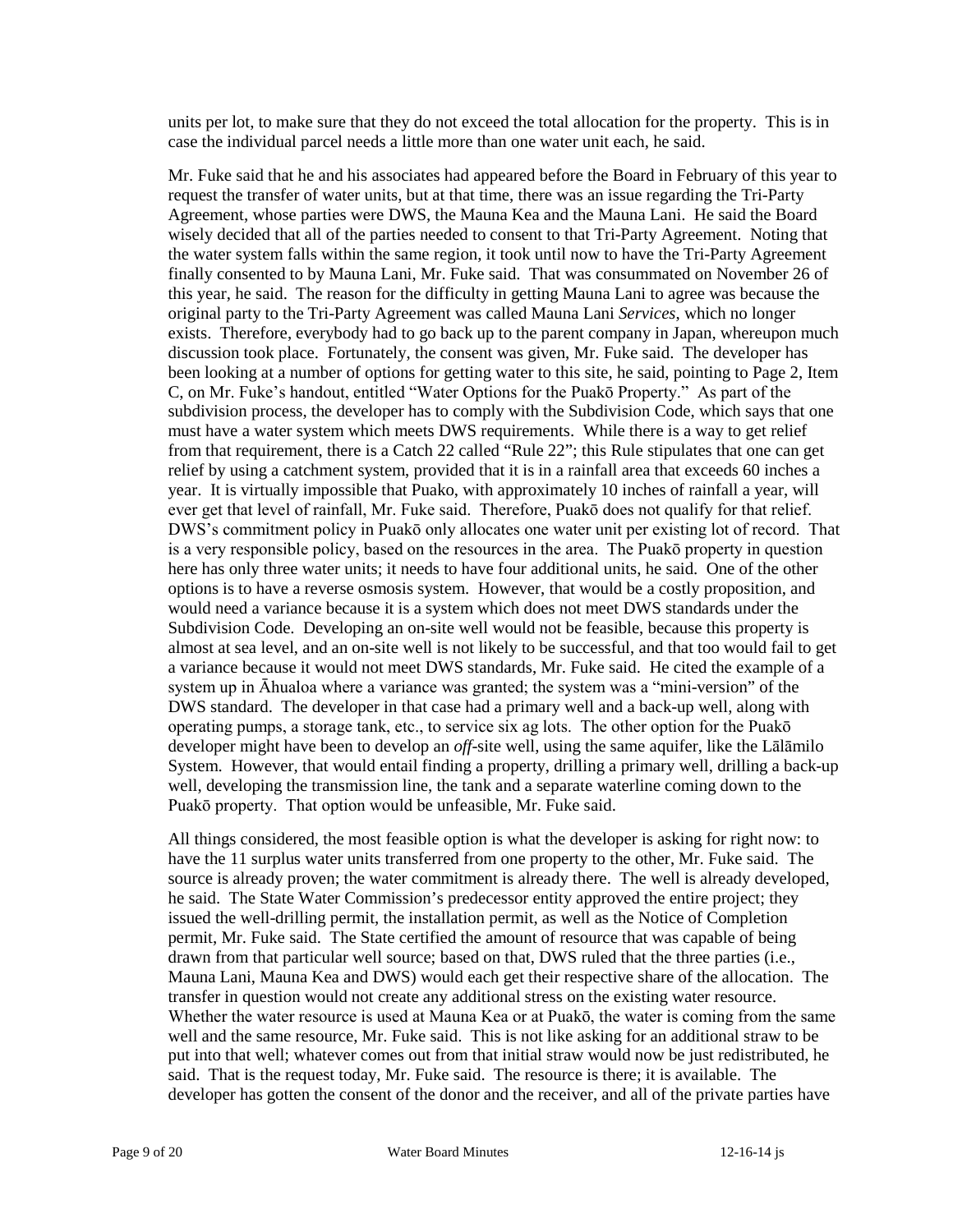units per lot, to make sure that they do not exceed the total allocation for the property. This is in case the individual parcel needs a little more than one water unit each, he said.

Mr. Fuke said that he and his associates had appeared before the Board in February of this year to request the transfer of water units, but at that time, there was an issue regarding the Tri-Party Agreement, whose parties were DWS, the Mauna Kea and the Mauna Lani. He said the Board wisely decided that all of the parties needed to consent to that Tri-Party Agreement. Noting that the water system falls within the same region, it took until now to have the Tri-Party Agreement finally consented to by Mauna Lani, Mr. Fuke said. That was consummated on November 26 of this year, he said. The reason for the difficulty in getting Mauna Lani to agree was because the original party to the Tri-Party Agreement was called Mauna Lani *Services*, which no longer exists. Therefore, everybody had to go back up to the parent company in Japan, whereupon much discussion took place. Fortunately, the consent was given, Mr. Fuke said. The developer has been looking at a number of options for getting water to this site, he said, pointing to Page 2, Item C, on Mr. Fuke's handout, entitled "Water Options for the Puakō Property." As part of the subdivision process, the developer has to comply with the Subdivision Code, which says that one must have a water system which meets DWS requirements. While there is a way to get relief from that requirement, there is a Catch 22 called "Rule 22"; this Rule stipulates that one can get relief by using a catchment system, provided that it is in a rainfall area that exceeds 60 inches a year. It is virtually impossible that Puako, with approximately 10 inches of rainfall a year, will ever get that level of rainfall, Mr. Fuke said. Therefore, Puakō does not qualify for that relief. DWS's commitment policy in Puakō only allocates one water unit per existing lot of record. That is a very responsible policy, based on the resources in the area. The Puakō property in question here has only three water units; it needs to have four additional units, he said. One of the other options is to have a reverse osmosis system. However, that would be a costly proposition, and would need a variance because it is a system which does not meet DWS standards under the Subdivision Code. Developing an on-site well would not be feasible, because this property is almost at sea level, and an on-site well is not likely to be successful, and that too would fail to get a variance because it would not meet DWS standards, Mr. Fuke said. He cited the example of a system up in Āhualoa where a variance was granted; the system was a "mini-version" of the DWS standard. The developer in that case had a primary well and a back-up well, along with operating pumps, a storage tank, etc., to service six ag lots. The other option for the Puakō developer might have been to develop an *off*-site well, using the same aquifer, like the Lālāmilo System. However, that would entail finding a property, drilling a primary well, drilling a back-up well, developing the transmission line, the tank and a separate waterline coming down to the Puakō property. That option would be unfeasible, Mr. Fuke said.

All things considered, the most feasible option is what the developer is asking for right now: to have the 11 surplus water units transferred from one property to the other, Mr. Fuke said. The source is already proven; the water commitment is already there. The well is already developed, he said. The State Water Commission's predecessor entity approved the entire project; they issued the well-drilling permit, the installation permit, as well as the Notice of Completion permit, Mr. Fuke said. The State certified the amount of resource that was capable of being drawn from that particular well source; based on that, DWS ruled that the three parties (i.e., Mauna Lani, Mauna Kea and DWS) would each get their respective share of the allocation. The transfer in question would not create any additional stress on the existing water resource. Whether the water resource is used at Mauna Kea or at Puakō, the water is coming from the same well and the same resource, Mr. Fuke said. This is not like asking for an additional straw to be put into that well; whatever comes out from that initial straw would now be just redistributed, he said. That is the request today, Mr. Fuke said. The resource is there; it is available. The developer has gotten the consent of the donor and the receiver, and all of the private parties have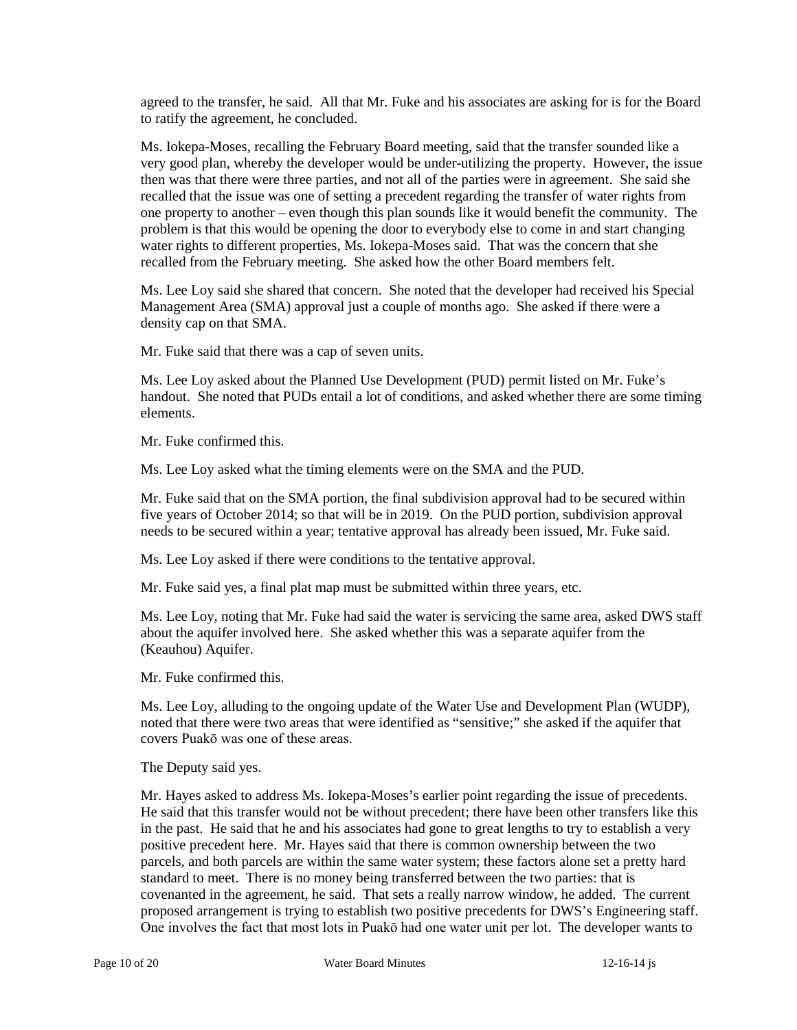agreed to the transfer, he said. All that Mr. Fuke and his associates are asking for is for the Board to ratify the agreement, he concluded.

Ms. Iokepa-Moses, recalling the February Board meeting, said that the transfer sounded like a very good plan, whereby the developer would be under-utilizing the property. However, the issue then was that there were three parties, and not all of the parties were in agreement. She said she recalled that the issue was one of setting a precedent regarding the transfer of water rights from one property to another – even though this plan sounds like it would benefit the community. The problem is that this would be opening the door to everybody else to come in and start changing water rights to different properties, Ms. Iokepa-Moses said. That was the concern that she recalled from the February meeting. She asked how the other Board members felt.

Ms. Lee Loy said she shared that concern. She noted that the developer had received his Special Management Area (SMA) approval just a couple of months ago. She asked if there were a density cap on that SMA.

Mr. Fuke said that there was a cap of seven units.

Ms. Lee Loy asked about the Planned Use Development (PUD) permit listed on Mr. Fuke's handout. She noted that PUDs entail a lot of conditions, and asked whether there are some timing elements.

Mr. Fuke confirmed this.

Ms. Lee Loy asked what the timing elements were on the SMA and the PUD.

Mr. Fuke said that on the SMA portion, the final subdivision approval had to be secured within five years of October 2014; so that will be in 2019. On the PUD portion, subdivision approval needs to be secured within a year; tentative approval has already been issued, Mr. Fuke said.

Ms. Lee Loy asked if there were conditions to the tentative approval.

Mr. Fuke said yes, a final plat map must be submitted within three years, etc.

Ms. Lee Loy, noting that Mr. Fuke had said the water is servicing the same area, asked DWS staff about the aquifer involved here. She asked whether this was a separate aquifer from the (Keauhou) Aquifer.

Mr. Fuke confirmed this.

Ms. Lee Loy, alluding to the ongoing update of the Water Use and Development Plan (WUDP), noted that there were two areas that were identified as "sensitive;" she asked if the aquifer that covers Puakō was one of these areas.

The Deputy said yes.

Mr. Hayes asked to address Ms. Iokepa-Moses's earlier point regarding the issue of precedents. He said that this transfer would not be without precedent; there have been other transfers like this in the past. He said that he and his associates had gone to great lengths to try to establish a very positive precedent here. Mr. Hayes said that there is common ownership between the two parcels, and both parcels are within the same water system; these factors alone set a pretty hard standard to meet. There is no money being transferred between the two parties: that is covenanted in the agreement, he said. That sets a really narrow window, he added. The current proposed arrangement is trying to establish two positive precedents for DWS's Engineering staff. One involves the fact that most lots in Puakō had one water unit per lot. The developer wants to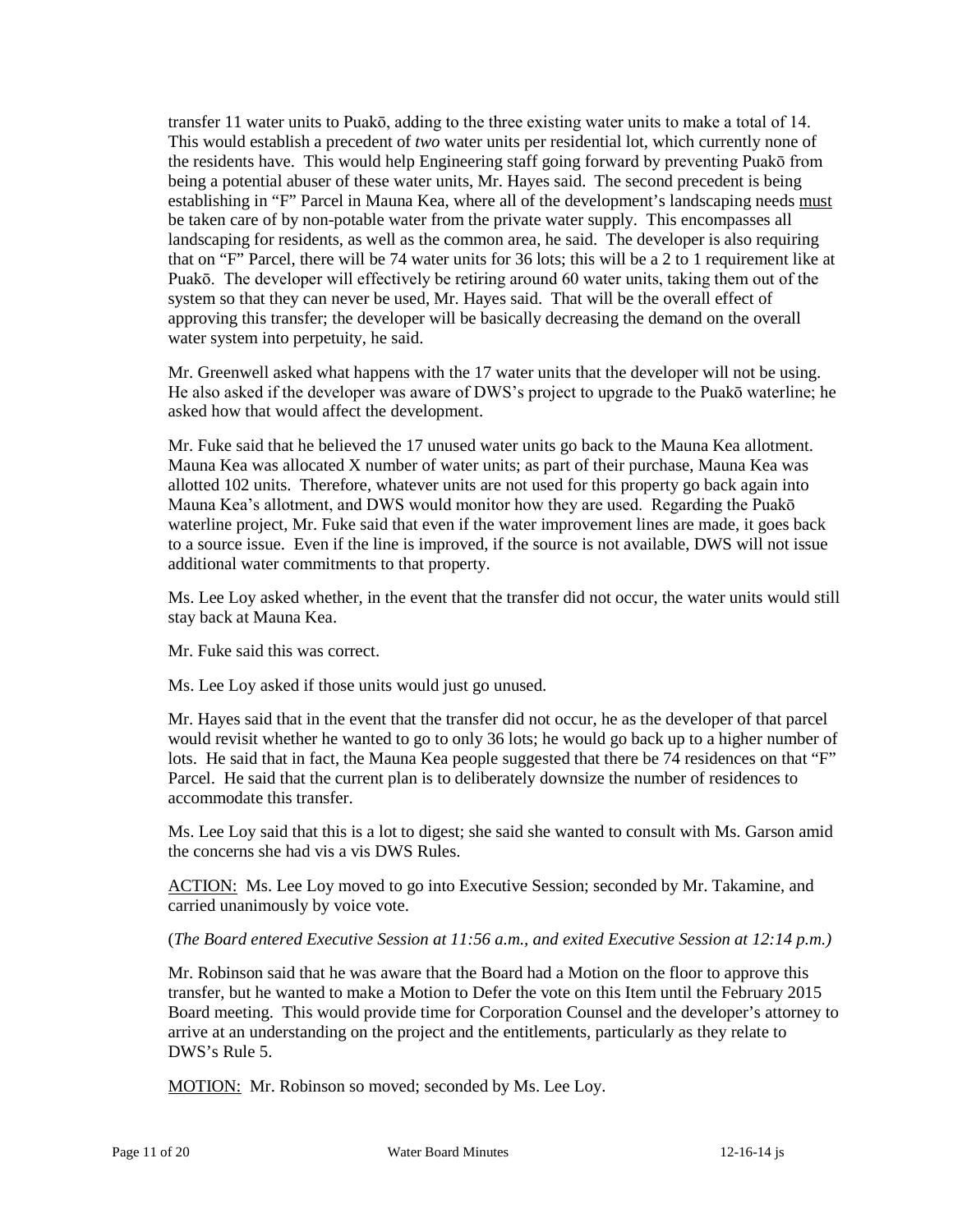transfer 11 water units to Puakō, adding to the three existing water units to make a total of 14. This would establish a precedent of *two* water units per residential lot, which currently none of the residents have. This would help Engineering staff going forward by preventing Puakō from being a potential abuser of these water units, Mr. Hayes said. The second precedent is being establishing in "F" Parcel in Mauna Kea, where all of the development's landscaping needs <u>must</u> be taken care of by non-potable water from the private water supply. This encompasses all landscaping for residents, as well as the common area, he said. The developer is also requiring that on "F" Parcel, there will be 74 water units for 36 lots; this will be a 2 to 1 requirement like at Puakō. The developer will effectively be retiring around 60 water units, taking them out of the system so that they can never be used, Mr. Hayes said. That will be the overall effect of approving this transfer; the developer will be basically decreasing the demand on the overall water system into perpetuity, he said.

Mr. Greenwell asked what happens with the 17 water units that the developer will not be using. He also asked if the developer was aware of DWS's project to upgrade to the Puakō waterline; he asked how that would affect the development.

Mr. Fuke said that he believed the 17 unused water units go back to the Mauna Kea allotment. Mauna Kea was allocated X number of water units; as part of their purchase, Mauna Kea was allotted 102 units. Therefore, whatever units are not used for this property go back again into Mauna Kea's allotment, and DWS would monitor how they are used. Regarding the Puakō waterline project, Mr. Fuke said that even if the water improvement lines are made, it goes back to a source issue. Even if the line is improved, if the source is not available, DWS will not issue additional water commitments to that property.

Ms. Lee Loy asked whether, in the event that the transfer did not occur, the water units would still stay back at Mauna Kea.

Mr. Fuke said this was correct.

Ms. Lee Loy asked if those units would just go unused.

Mr. Hayes said that in the event that the transfer did not occur, he as the developer of that parcel would revisit whether he wanted to go to only 36 lots; he would go back up to a higher number of lots. He said that in fact, the Mauna Kea people suggested that there be 74 residences on that "F" Parcel. He said that the current plan is to deliberately downsize the number of residences to accommodate this transfer.

Ms. Lee Loy said that this is a lot to digest; she said she wanted to consult with Ms. Garson amid the concerns she had vis a vis DWS Rules.

<u>ACTION:</u> Ms. Lee Loy moved to go into Executive Session; seconded by Mr. Takamine, and carried unanimously by voice vote.

(*The Board entered Executive Session at 11:56 a.m., and exited Executive Session at 12:14 p.m.)*

Mr. Robinson said that he was aware that the Board had a Motion on the floor to approve this transfer, but he wanted to make a Motion to Defer the vote on this Item until the February 2015 Board meeting. This would provide time for Corporation Counsel and the developer's attorney to arrive at an understanding on the project and the entitlements, particularly as they relate to DWS's Rule 5.

<u>MOTION:</u> Mr. Robinson so moved; seconded by Ms. Lee Loy.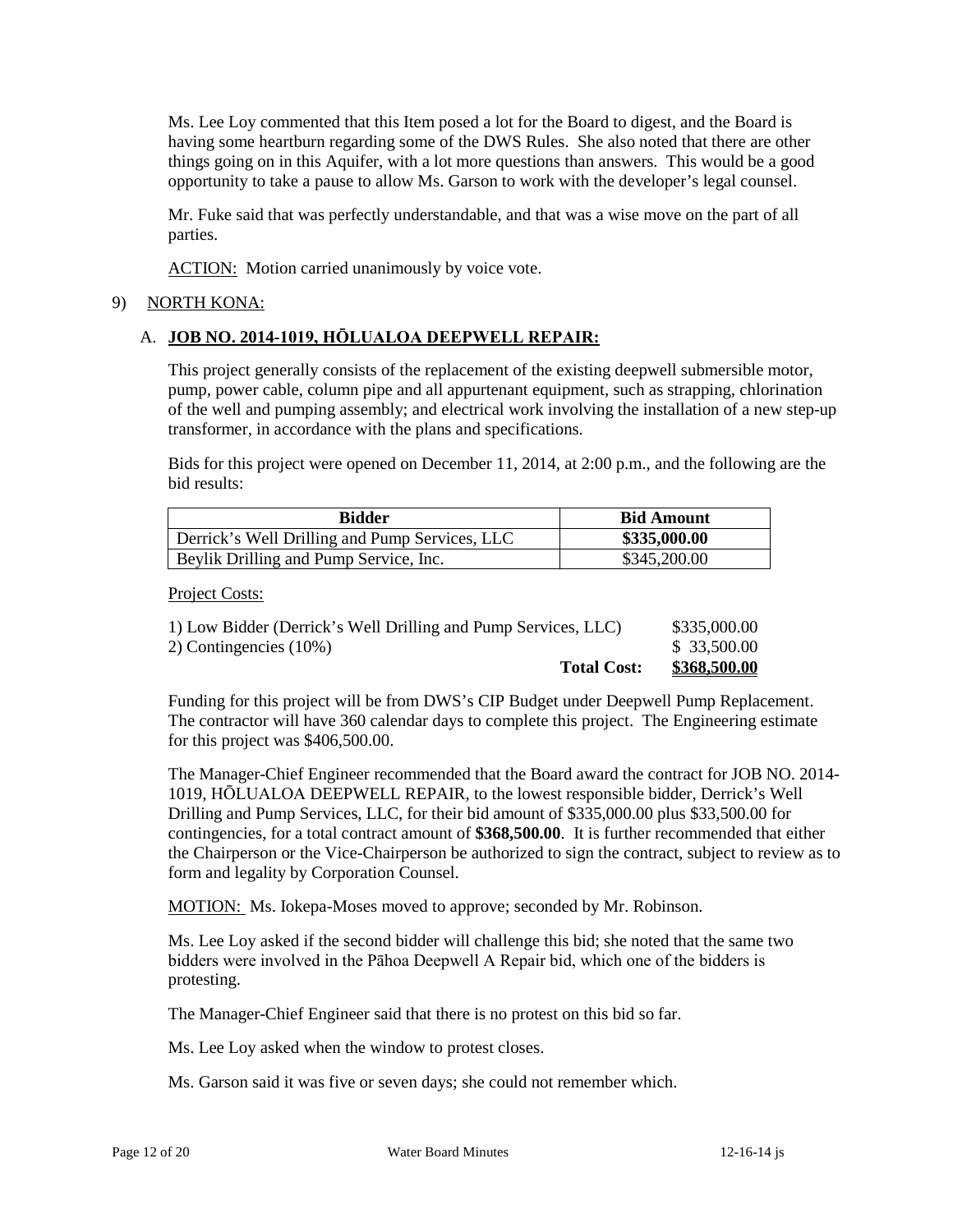Ms. Lee Loy commented that this Item posed a lot for the Board to digest, and the Board is having some heartburn regarding some of the DWS Rules. She also noted that there are other things going on in this Aquifer, with a lot more questions than answers. This would be a good opportunity to take a pause to allow Ms. Garson to work with the developer's legal counsel.

Mr. Fuke said that was perfectly understandable, and that was a wise move on the part of all parties.

ACTION: Motion carried unanimously by voice vote.

9) NORTH KONA:

A. **JOB NO. 2014-1019, HŌLUALOA DEEPWELL REPAIR:**

This project generally consists of the replacement of the existing deepwell submersible motor, pump, power cable, column pipe and all appurtenant equipment, such as strapping, chlorination of the well and pumping assembly; and electrical work involving the installation of a new step-up transformer, in accordance with the plans and specifications.

Bids for this project were opened on December 11, 2014, at 2:00 p.m., and the following are the bid results:

| Bidder | Bid Amount |
|---|---|
| Derrick's Well Drilling and Pump Services, LLC | **$335,000.00** |
| Beylik Drilling and Pump Service, Inc. | $345,200.00 |

Project Costs:

| | |
|---|---|
| 1) Low Bidder (Derrick's Well Drilling and Pump Services, LLC) | $335,000.00 |
| 2) Contingencies (10%) | $ 33,500.00 |
| **Total Cost:** | **$368,500.00** |

Funding for this project will be from DWS's CIP Budget under Deepwell Pump Replacement. The contractor will have 360 calendar days to complete this project. The Engineering estimate for this project was $406,500.00.

The Manager-Chief Engineer recommended that the Board award the contract for JOB NO. 2014-1019, HŌLUALOA DEEPWELL REPAIR, to the lowest responsible bidder, Derrick's Well Drilling and Pump Services, LLC, for their bid amount of $335,000.00 plus $33,500.00 for contingencies, for a total contract amount of **$368,500.00**. It is further recommended that either the Chairperson or the Vice-Chairperson be authorized to sign the contract, subject to review as to form and legality by Corporation Counsel.

MOTION: Ms. Iokepa-Moses moved to approve; seconded by Mr. Robinson.

Ms. Lee Loy asked if the second bidder will challenge this bid; she noted that the same two bidders were involved in the Pāhoa Deepwell A Repair bid, which one of the bidders is protesting.

The Manager-Chief Engineer said that there is no protest on this bid so far.

Ms. Lee Loy asked when the window to protest closes.

Ms. Garson said it was five or seven days; she could not remember which.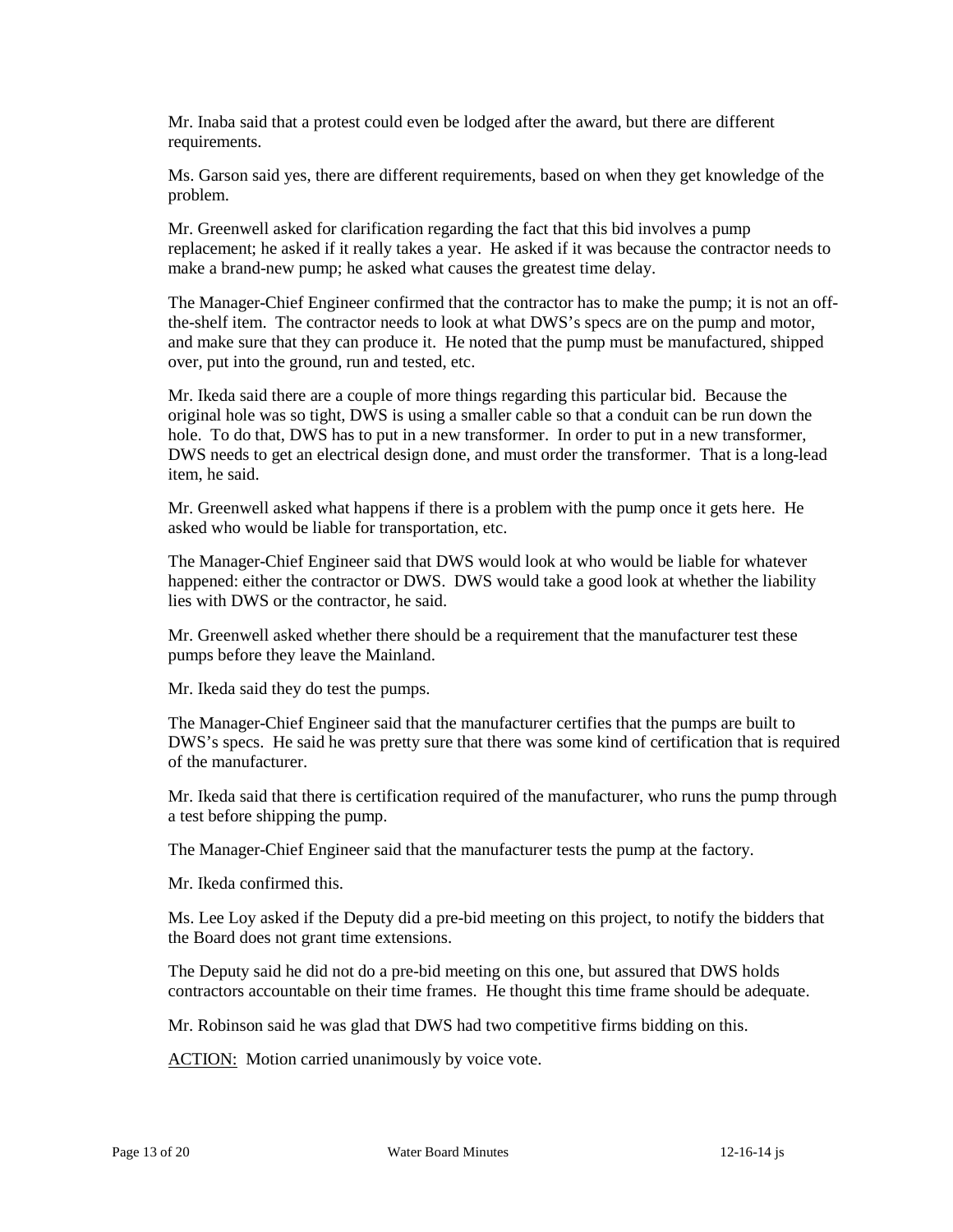Mr. Inaba said that a protest could even be lodged after the award, but there are different requirements.

Ms. Garson said yes, there are different requirements, based on when they get knowledge of the problem.

Mr. Greenwell asked for clarification regarding the fact that this bid involves a pump replacement; he asked if it really takes a year. He asked if it was because the contractor needs to make a brand-new pump; he asked what causes the greatest time delay.

The Manager-Chief Engineer confirmed that the contractor has to make the pump; it is not an off-the-shelf item. The contractor needs to look at what DWS's specs are on the pump and motor, and make sure that they can produce it. He noted that the pump must be manufactured, shipped over, put into the ground, run and tested, etc.

Mr. Ikeda said there are a couple of more things regarding this particular bid. Because the original hole was so tight, DWS is using a smaller cable so that a conduit can be run down the hole. To do that, DWS has to put in a new transformer. In order to put in a new transformer, DWS needs to get an electrical design done, and must order the transformer. That is a long-lead item, he said.

Mr. Greenwell asked what happens if there is a problem with the pump once it gets here. He asked who would be liable for transportation, etc.

The Manager-Chief Engineer said that DWS would look at who would be liable for whatever happened: either the contractor or DWS. DWS would take a good look at whether the liability lies with DWS or the contractor, he said.

Mr. Greenwell asked whether there should be a requirement that the manufacturer test these pumps before they leave the Mainland.

Mr. Ikeda said they do test the pumps.

The Manager-Chief Engineer said that the manufacturer certifies that the pumps are built to DWS's specs. He said he was pretty sure that there was some kind of certification that is required of the manufacturer.

Mr. Ikeda said that there is certification required of the manufacturer, who runs the pump through a test before shipping the pump.

The Manager-Chief Engineer said that the manufacturer tests the pump at the factory.

Mr. Ikeda confirmed this.

Ms. Lee Loy asked if the Deputy did a pre-bid meeting on this project, to notify the bidders that the Board does not grant time extensions.

The Deputy said he did not do a pre-bid meeting on this one, but assured that DWS holds contractors accountable on their time frames. He thought this time frame should be adequate.

Mr. Robinson said he was glad that DWS had two competitive firms bidding on this.

<u>ACTION:</u> Motion carried unanimously by voice vote.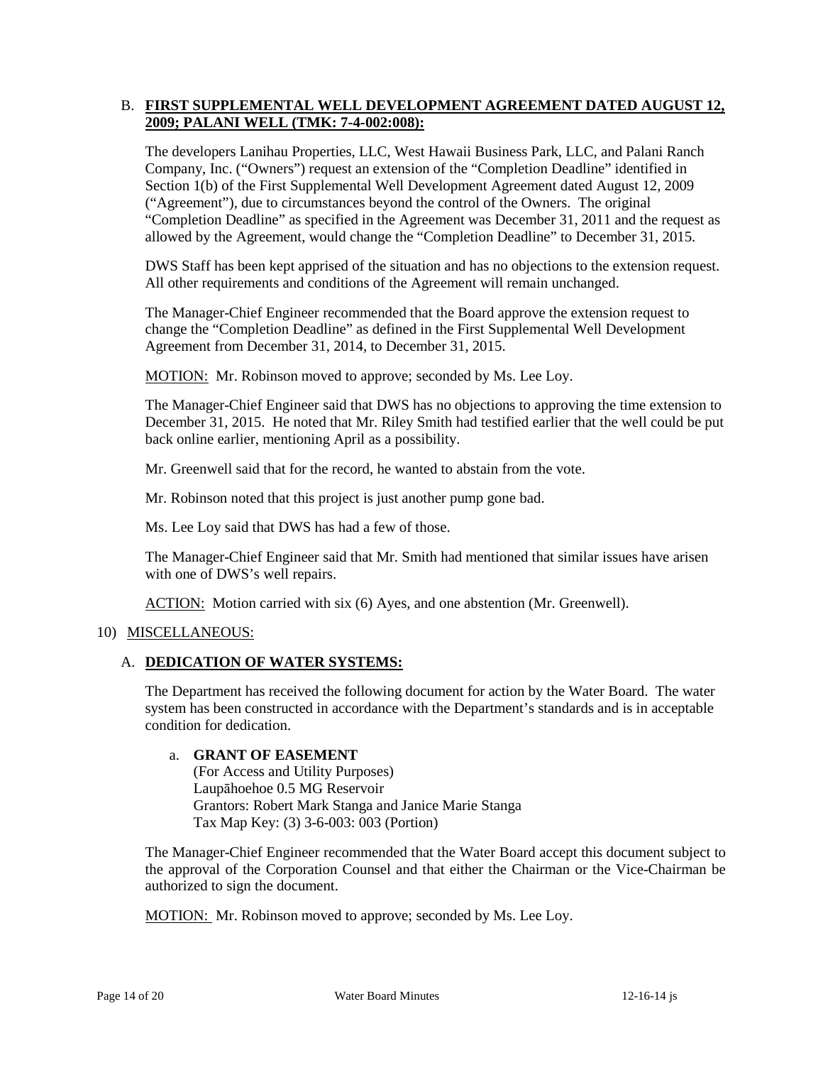B. **FIRST SUPPLEMENTAL WELL DEVELOPMENT AGREEMENT DATED AUGUST 12, 2009; PALANI WELL (TMK: 7-4-002:008):**

The developers Lanihau Properties, LLC, West Hawaii Business Park, LLC, and Palani Ranch Company, Inc. ("Owners") request an extension of the "Completion Deadline" identified in Section 1(b) of the First Supplemental Well Development Agreement dated August 12, 2009 ("Agreement"), due to circumstances beyond the control of the Owners. The original "Completion Deadline" as specified in the Agreement was December 31, 2011 and the request as allowed by the Agreement, would change the "Completion Deadline" to December 31, 2015.

DWS Staff has been kept apprised of the situation and has no objections to the extension request. All other requirements and conditions of the Agreement will remain unchanged.

The Manager-Chief Engineer recommended that the Board approve the extension request to change the "Completion Deadline" as defined in the First Supplemental Well Development Agreement from December 31, 2014, to December 31, 2015.

MOTION: Mr. Robinson moved to approve; seconded by Ms. Lee Loy.

The Manager-Chief Engineer said that DWS has no objections to approving the time extension to December 31, 2015. He noted that Mr. Riley Smith had testified earlier that the well could be put back online earlier, mentioning April as a possibility.

Mr. Greenwell said that for the record, he wanted to abstain from the vote.

Mr. Robinson noted that this project is just another pump gone bad.

Ms. Lee Loy said that DWS has had a few of those.

The Manager-Chief Engineer said that Mr. Smith had mentioned that similar issues have arisen with one of DWS's well repairs.

ACTION: Motion carried with six (6) Ayes, and one abstention (Mr. Greenwell).

10) MISCELLANEOUS:

A. **DEDICATION OF WATER SYSTEMS:**

The Department has received the following document for action by the Water Board. The water system has been constructed in accordance with the Department's standards and is in acceptable condition for dedication.

a. **GRANT OF EASEMENT**
(For Access and Utility Purposes)
Laupāhoehoe 0.5 MG Reservoir
Grantors: Robert Mark Stanga and Janice Marie Stanga
Tax Map Key: (3) 3-6-003: 003 (Portion)

The Manager-Chief Engineer recommended that the Water Board accept this document subject to the approval of the Corporation Counsel and that either the Chairman or the Vice-Chairman be authorized to sign the document.

MOTION: Mr. Robinson moved to approve; seconded by Ms. Lee Loy.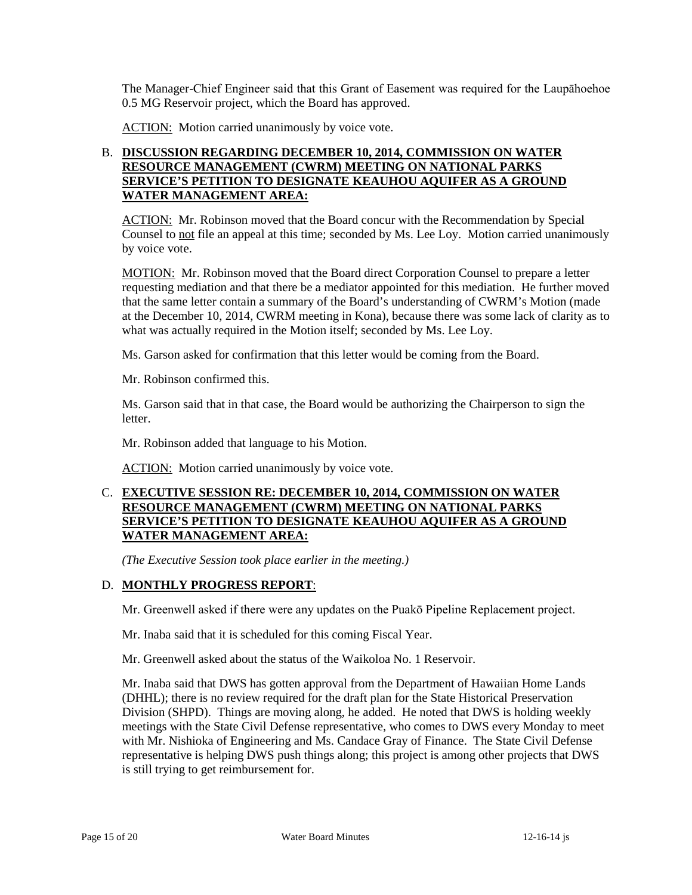The Manager-Chief Engineer said that this Grant of Easement was required for the Laupāhoehoe 0.5 MG Reservoir project, which the Board has approved.

ACTION: Motion carried unanimously by voice vote.

### B. **DISCUSSION REGARDING DECEMBER 10, 2014, COMMISSION ON WATER RESOURCE MANAGEMENT (CWRM) MEETING ON NATIONAL PARKS SERVICE'S PETITION TO DESIGNATE KEAUHOU AQUIFER AS A GROUND WATER MANAGEMENT AREA:**

ACTION: Mr. Robinson moved that the Board concur with the Recommendation by Special Counsel to not file an appeal at this time; seconded by Ms. Lee Loy. Motion carried unanimously by voice vote.

MOTION: Mr. Robinson moved that the Board direct Corporation Counsel to prepare a letter requesting mediation and that there be a mediator appointed for this mediation. He further moved that the same letter contain a summary of the Board's understanding of CWRM's Motion (made at the December 10, 2014, CWRM meeting in Kona), because there was some lack of clarity as to what was actually required in the Motion itself; seconded by Ms. Lee Loy.

Ms. Garson asked for confirmation that this letter would be coming from the Board.

Mr. Robinson confirmed this.

Ms. Garson said that in that case, the Board would be authorizing the Chairperson to sign the letter.

Mr. Robinson added that language to his Motion.

ACTION: Motion carried unanimously by voice vote.

### C. **EXECUTIVE SESSION RE: DECEMBER 10, 2014, COMMISSION ON WATER RESOURCE MANAGEMENT (CWRM) MEETING ON NATIONAL PARKS SERVICE'S PETITION TO DESIGNATE KEAUHOU AQUIFER AS A GROUND WATER MANAGEMENT AREA:**

*(The Executive Session took place earlier in the meeting.)*

### D. **MONTHLY PROGRESS REPORT**:

Mr. Greenwell asked if there were any updates on the Puakō Pipeline Replacement project.

Mr. Inaba said that it is scheduled for this coming Fiscal Year.

Mr. Greenwell asked about the status of the Waikoloa No. 1 Reservoir.

Mr. Inaba said that DWS has gotten approval from the Department of Hawaiian Home Lands (DHHL); there is no review required for the draft plan for the State Historical Preservation Division (SHPD). Things are moving along, he added. He noted that DWS is holding weekly meetings with the State Civil Defense representative, who comes to DWS every Monday to meet with Mr. Nishioka of Engineering and Ms. Candace Gray of Finance. The State Civil Defense representative is helping DWS push things along; this project is among other projects that DWS is still trying to get reimbursement for.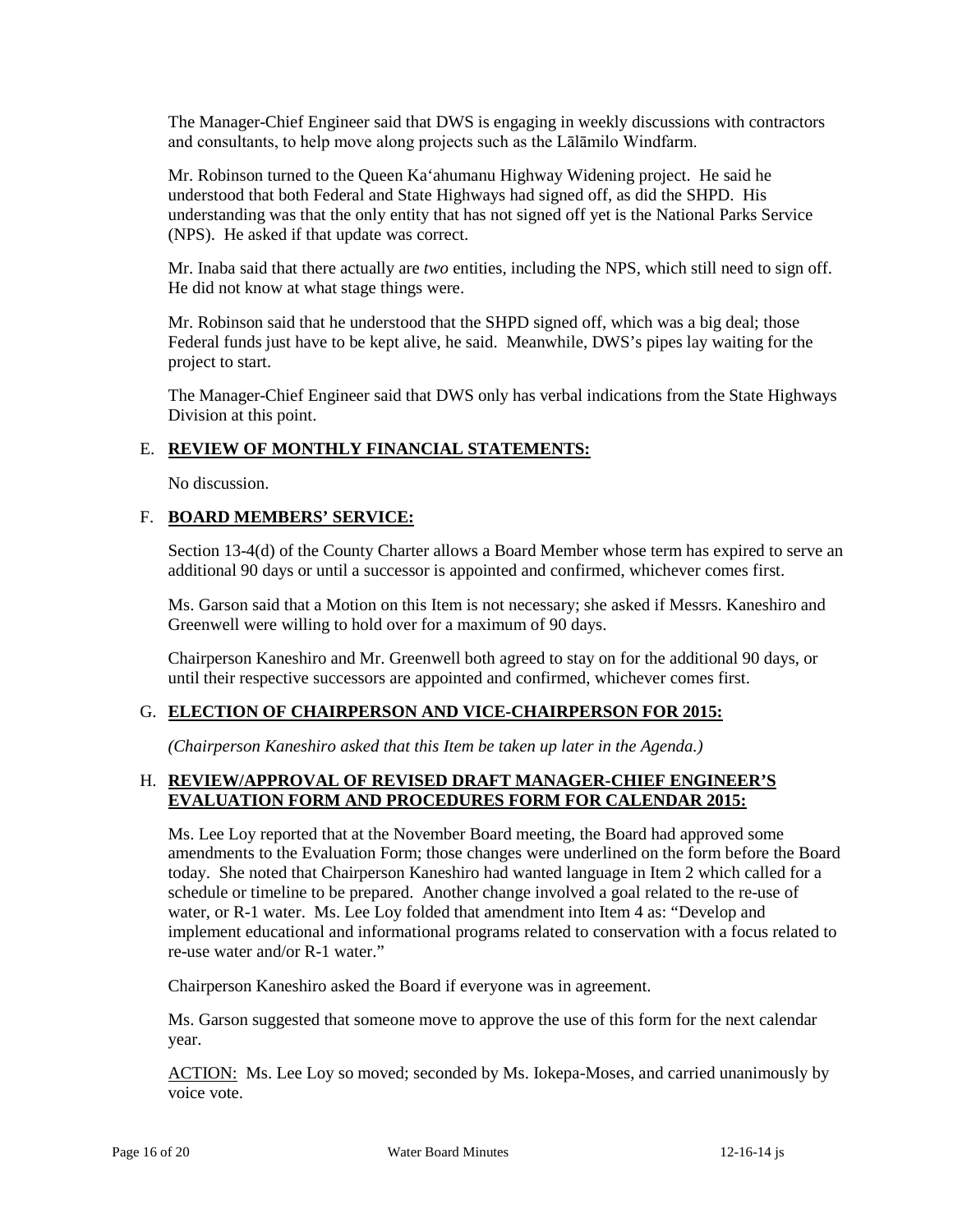The Manager-Chief Engineer said that DWS is engaging in weekly discussions with contractors and consultants, to help move along projects such as the Lālāmilo Windfarm.

Mr. Robinson turned to the Queen Ka'ahumanu Highway Widening project. He said he understood that both Federal and State Highways had signed off, as did the SHPD. His understanding was that the only entity that has not signed off yet is the National Parks Service (NPS). He asked if that update was correct.

Mr. Inaba said that there actually are *two* entities, including the NPS, which still need to sign off. He did not know at what stage things were.

Mr. Robinson said that he understood that the SHPD signed off, which was a big deal; those Federal funds just have to be kept alive, he said. Meanwhile, DWS's pipes lay waiting for the project to start.

The Manager-Chief Engineer said that DWS only has verbal indications from the State Highways Division at this point.

E. **REVIEW OF MONTHLY FINANCIAL STATEMENTS:**

No discussion.

F. **BOARD MEMBERS' SERVICE:**

Section 13-4(d) of the County Charter allows a Board Member whose term has expired to serve an additional 90 days or until a successor is appointed and confirmed, whichever comes first.

Ms. Garson said that a Motion on this Item is not necessary; she asked if Messrs. Kaneshiro and Greenwell were willing to hold over for a maximum of 90 days.

Chairperson Kaneshiro and Mr. Greenwell both agreed to stay on for the additional 90 days, or until their respective successors are appointed and confirmed, whichever comes first.

G. **ELECTION OF CHAIRPERSON AND VICE-CHAIRPERSON FOR 2015:**

*(Chairperson Kaneshiro asked that this Item be taken up later in the Agenda.)*

H. **REVIEW/APPROVAL OF REVISED DRAFT MANAGER-CHIEF ENGINEER'S EVALUATION FORM AND PROCEDURES FORM FOR CALENDAR 2015:**

Ms. Lee Loy reported that at the November Board meeting, the Board had approved some amendments to the Evaluation Form; those changes were underlined on the form before the Board today. She noted that Chairperson Kaneshiro had wanted language in Item 2 which called for a schedule or timeline to be prepared. Another change involved a goal related to the re-use of water, or R-1 water. Ms. Lee Loy folded that amendment into Item 4 as: "Develop and implement educational and informational programs related to conservation with a focus related to re-use water and/or R-1 water."

Chairperson Kaneshiro asked the Board if everyone was in agreement.

Ms. Garson suggested that someone move to approve the use of this form for the next calendar year.

ACTION: Ms. Lee Loy so moved; seconded by Ms. Iokepa-Moses, and carried unanimously by voice vote.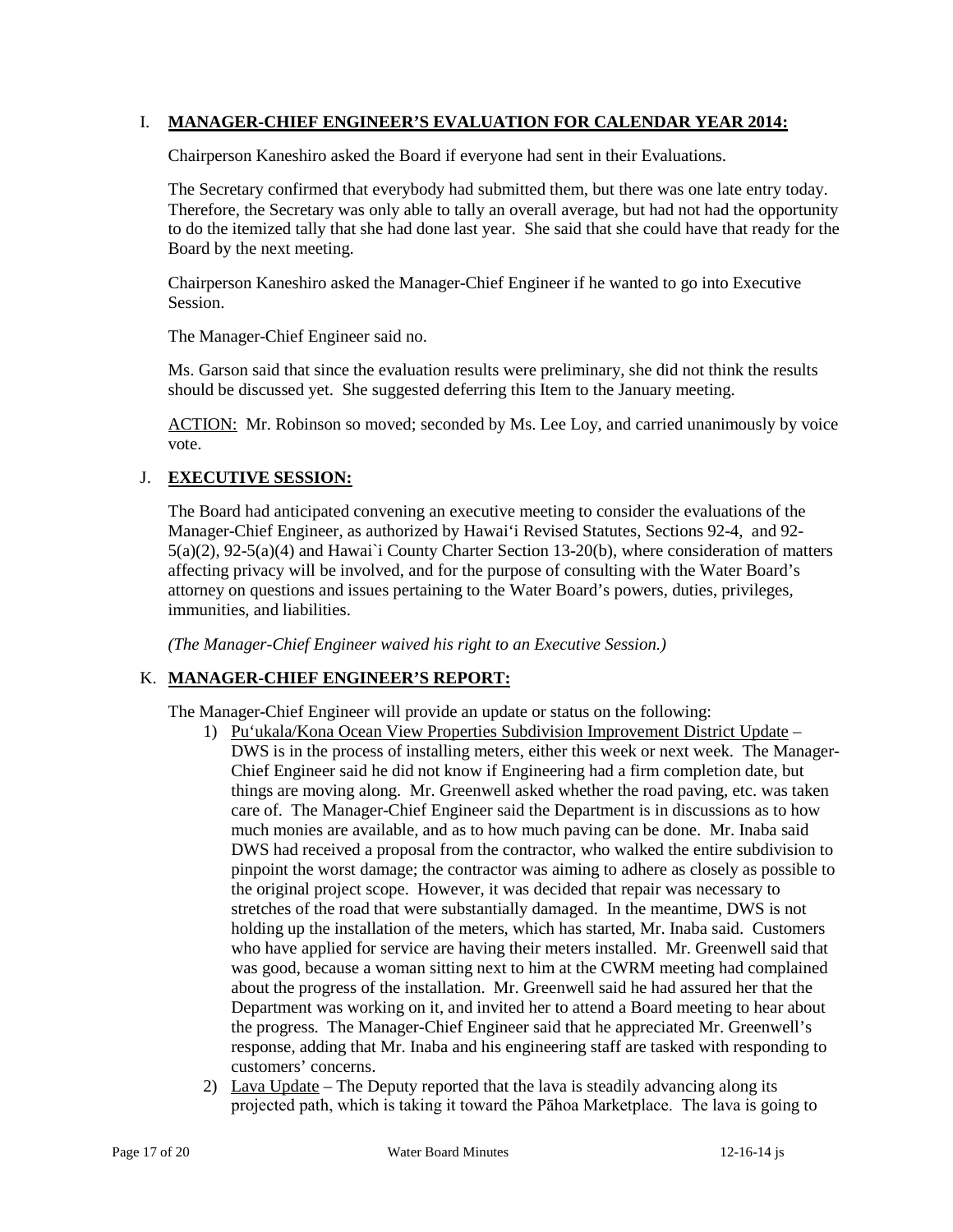## I. **MANAGER-CHIEF ENGINEER'S EVALUATION FOR CALENDAR YEAR 2014:**

Chairperson Kaneshiro asked the Board if everyone had sent in their Evaluations.

The Secretary confirmed that everybody had submitted them, but there was one late entry today. Therefore, the Secretary was only able to tally an overall average, but had not had the opportunity to do the itemized tally that she had done last year. She said that she could have that ready for the Board by the next meeting.

Chairperson Kaneshiro asked the Manager-Chief Engineer if he wanted to go into Executive Session.

The Manager-Chief Engineer said no.

Ms. Garson said that since the evaluation results were preliminary, she did not think the results should be discussed yet. She suggested deferring this Item to the January meeting.

ACTION: Mr. Robinson so moved; seconded by Ms. Lee Loy, and carried unanimously by voice vote.

## J. **EXECUTIVE SESSION:**

The Board had anticipated convening an executive meeting to consider the evaluations of the Manager-Chief Engineer, as authorized by Hawai'i Revised Statutes, Sections 92-4, and 92-5(a)(2), 92-5(a)(4) and Hawai`i County Charter Section 13-20(b), where consideration of matters affecting privacy will be involved, and for the purpose of consulting with the Water Board's attorney on questions and issues pertaining to the Water Board's powers, duties, privileges, immunities, and liabilities.

*(The Manager-Chief Engineer waived his right to an Executive Session.)*

## K. **MANAGER-CHIEF ENGINEER'S REPORT:**

The Manager-Chief Engineer will provide an update or status on the following:

1) Pu'ukala/Kona Ocean View Properties Subdivision Improvement District Update – DWS is in the process of installing meters, either this week or next week. The Manager-Chief Engineer said he did not know if Engineering had a firm completion date, but things are moving along. Mr. Greenwell asked whether the road paving, etc. was taken care of. The Manager-Chief Engineer said the Department is in discussions as to how much monies are available, and as to how much paving can be done. Mr. Inaba said DWS had received a proposal from the contractor, who walked the entire subdivision to pinpoint the worst damage; the contractor was aiming to adhere as closely as possible to the original project scope. However, it was decided that repair was necessary to stretches of the road that were substantially damaged. In the meantime, DWS is not holding up the installation of the meters, which has started, Mr. Inaba said. Customers who have applied for service are having their meters installed. Mr. Greenwell said that was good, because a woman sitting next to him at the CWRM meeting had complained about the progress of the installation. Mr. Greenwell said he had assured her that the Department was working on it, and invited her to attend a Board meeting to hear about the progress. The Manager-Chief Engineer said that he appreciated Mr. Greenwell's response, adding that Mr. Inaba and his engineering staff are tasked with responding to customers' concerns.
2) Lava Update – The Deputy reported that the lava is steadily advancing along its projected path, which is taking it toward the Pāhoa Marketplace. The lava is going to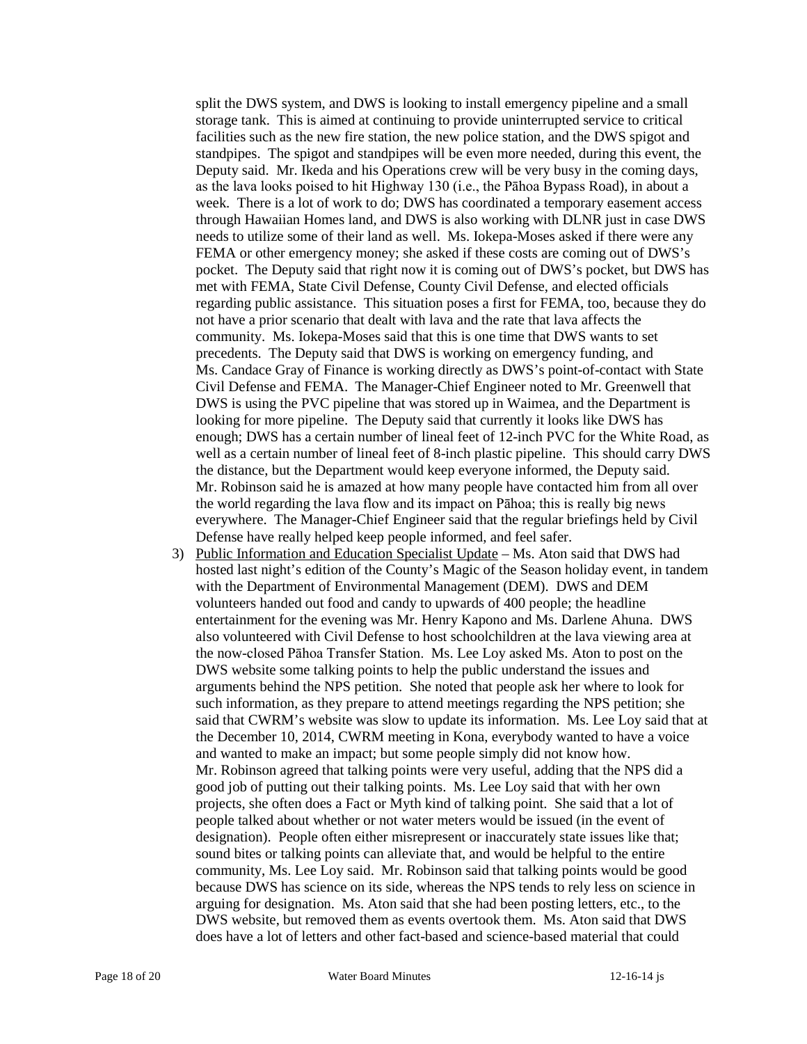split the DWS system, and DWS is looking to install emergency pipeline and a small storage tank. This is aimed at continuing to provide uninterrupted service to critical facilities such as the new fire station, the new police station, and the DWS spigot and standpipes. The spigot and standpipes will be even more needed, during this event, the Deputy said. Mr. Ikeda and his Operations crew will be very busy in the coming days, as the lava looks poised to hit Highway 130 (i.e., the Pāhoa Bypass Road), in about a week. There is a lot of work to do; DWS has coordinated a temporary easement access through Hawaiian Homes land, and DWS is also working with DLNR just in case DWS needs to utilize some of their land as well. Ms. Iokepa-Moses asked if there were any FEMA or other emergency money; she asked if these costs are coming out of DWS's pocket. The Deputy said that right now it is coming out of DWS's pocket, but DWS has met with FEMA, State Civil Defense, County Civil Defense, and elected officials regarding public assistance. This situation poses a first for FEMA, too, because they do not have a prior scenario that dealt with lava and the rate that lava affects the community. Ms. Iokepa-Moses said that this is one time that DWS wants to set precedents. The Deputy said that DWS is working on emergency funding, and Ms. Candace Gray of Finance is working directly as DWS's point-of-contact with State Civil Defense and FEMA. The Manager-Chief Engineer noted to Mr. Greenwell that DWS is using the PVC pipeline that was stored up in Waimea, and the Department is looking for more pipeline. The Deputy said that currently it looks like DWS has enough; DWS has a certain number of lineal feet of 12-inch PVC for the White Road, as well as a certain number of lineal feet of 8-inch plastic pipeline. This should carry DWS the distance, but the Department would keep everyone informed, the Deputy said. Mr. Robinson said he is amazed at how many people have contacted him from all over the world regarding the lava flow and its impact on Pāhoa; this is really big news everywhere. The Manager-Chief Engineer said that the regular briefings held by Civil Defense have really helped keep people informed, and feel safer.

3) Public Information and Education Specialist Update – Ms. Aton said that DWS had hosted last night's edition of the County's Magic of the Season holiday event, in tandem with the Department of Environmental Management (DEM). DWS and DEM volunteers handed out food and candy to upwards of 400 people; the headline entertainment for the evening was Mr. Henry Kapono and Ms. Darlene Ahuna. DWS also volunteered with Civil Defense to host schoolchildren at the lava viewing area at the now-closed Pāhoa Transfer Station. Ms. Lee Loy asked Ms. Aton to post on the DWS website some talking points to help the public understand the issues and arguments behind the NPS petition. She noted that people ask her where to look for such information, as they prepare to attend meetings regarding the NPS petition; she said that CWRM's website was slow to update its information. Ms. Lee Loy said that at the December 10, 2014, CWRM meeting in Kona, everybody wanted to have a voice and wanted to make an impact; but some people simply did not know how. Mr. Robinson agreed that talking points were very useful, adding that the NPS did a good job of putting out their talking points. Ms. Lee Loy said that with her own projects, she often does a Fact or Myth kind of talking point. She said that a lot of people talked about whether or not water meters would be issued (in the event of designation). People often either misrepresent or inaccurately state issues like that; sound bites or talking points can alleviate that, and would be helpful to the entire community, Ms. Lee Loy said. Mr. Robinson said that talking points would be good because DWS has science on its side, whereas the NPS tends to rely less on science in arguing for designation. Ms. Aton said that she had been posting letters, etc., to the DWS website, but removed them as events overtook them. Ms. Aton said that DWS does have a lot of letters and other fact-based and science-based material that could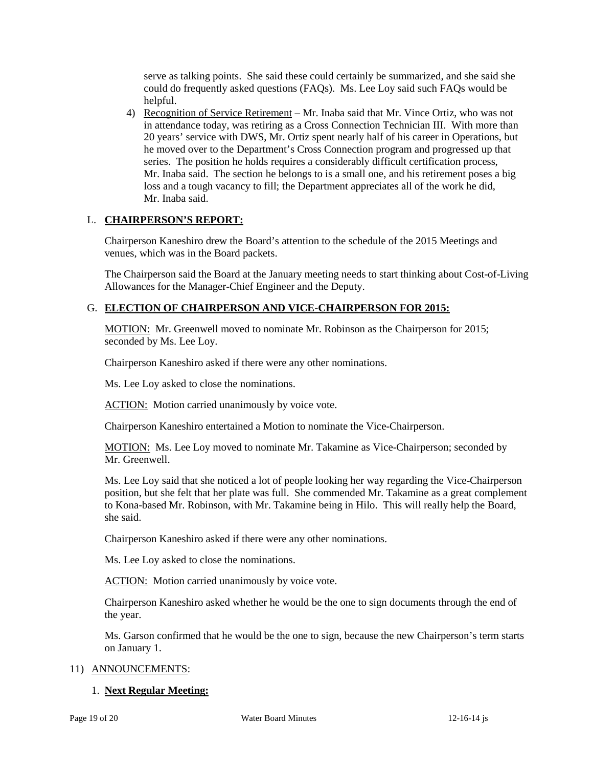serve as talking points. She said these could certainly be summarized, and she said she could do frequently asked questions (FAQs). Ms. Lee Loy said such FAQs would be helpful.

4) Recognition of Service Retirement – Mr. Inaba said that Mr. Vince Ortiz, who was not in attendance today, was retiring as a Cross Connection Technician III. With more than 20 years' service with DWS, Mr. Ortiz spent nearly half of his career in Operations, but he moved over to the Department's Cross Connection program and progressed up that series. The position he holds requires a considerably difficult certification process, Mr. Inaba said. The section he belongs to is a small one, and his retirement poses a big loss and a tough vacancy to fill; the Department appreciates all of the work he did, Mr. Inaba said.

## L. **CHAIRPERSON'S REPORT:**

Chairperson Kaneshiro drew the Board's attention to the schedule of the 2015 Meetings and venues, which was in the Board packets.

The Chairperson said the Board at the January meeting needs to start thinking about Cost-of-Living Allowances for the Manager-Chief Engineer and the Deputy.

## G. **ELECTION OF CHAIRPERSON AND VICE-CHAIRPERSON FOR 2015:**

MOTION: Mr. Greenwell moved to nominate Mr. Robinson as the Chairperson for 2015; seconded by Ms. Lee Loy.

Chairperson Kaneshiro asked if there were any other nominations.

Ms. Lee Loy asked to close the nominations.

ACTION: Motion carried unanimously by voice vote.

Chairperson Kaneshiro entertained a Motion to nominate the Vice-Chairperson.

MOTION: Ms. Lee Loy moved to nominate Mr. Takamine as Vice-Chairperson; seconded by Mr. Greenwell.

Ms. Lee Loy said that she noticed a lot of people looking her way regarding the Vice-Chairperson position, but she felt that her plate was full. She commended Mr. Takamine as a great complement to Kona-based Mr. Robinson, with Mr. Takamine being in Hilo. This will really help the Board, she said.

Chairperson Kaneshiro asked if there were any other nominations.

Ms. Lee Loy asked to close the nominations.

ACTION: Motion carried unanimously by voice vote.

Chairperson Kaneshiro asked whether he would be the one to sign documents through the end of the year.

Ms. Garson confirmed that he would be the one to sign, because the new Chairperson's term starts on January 1.

11) ANNOUNCEMENTS:

1. **Next Regular Meeting:**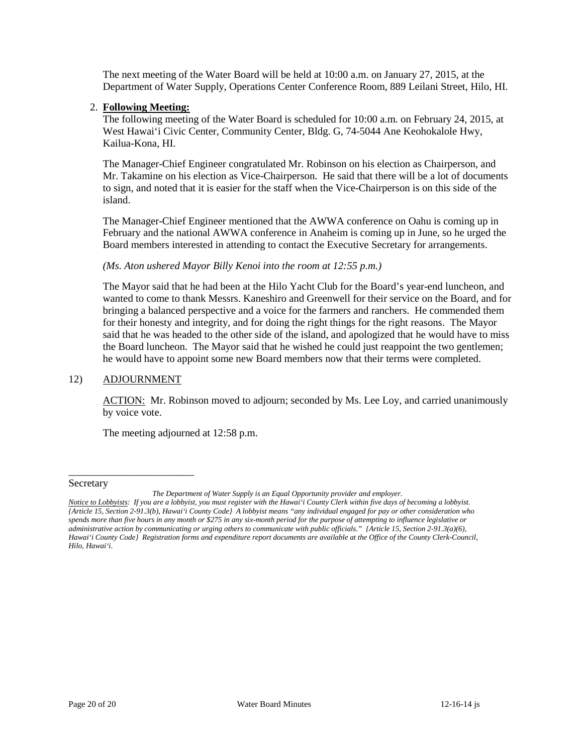The next meeting of the Water Board will be held at 10:00 a.m. on January 27, 2015, at the Department of Water Supply, Operations Center Conference Room, 889 Leilani Street, Hilo, HI.

2. **Following Meeting:**
   The following meeting of the Water Board is scheduled for 10:00 a.m. on February 24, 2015, at West Hawai‘i Civic Center, Community Center, Bldg. G, 74-5044 Ane Keohokalole Hwy, Kailua-Kona, HI.

   The Manager-Chief Engineer congratulated Mr. Robinson on his election as Chairperson, and Mr. Takamine on his election as Vice-Chairperson. He said that there will be a lot of documents to sign, and noted that it is easier for the staff when the Vice-Chairperson is on this side of the island.

   The Manager-Chief Engineer mentioned that the AWWA conference on Oahu is coming up in February and the national AWWA conference in Anaheim is coming up in June, so he urged the Board members interested in attending to contact the Executive Secretary for arrangements.

   *(Ms. Aton ushered Mayor Billy Kenoi into the room at 12:55 p.m.)*

   The Mayor said that he had been at the Hilo Yacht Club for the Board's year-end luncheon, and wanted to come to thank Messrs. Kaneshiro and Greenwell for their service on the Board, and for bringing a balanced perspective and a voice for the farmers and ranchers. He commended them for their honesty and integrity, and for doing the right things for the right reasons. The Mayor said that he was headed to the other side of the island, and apologized that he would have to miss the Board luncheon. The Mayor said that he wished he could just reappoint the two gentlemen; he would have to appoint some new Board members now that their terms were completed.

12) <u>ADJOURNMENT</u>

<u>ACTION:</u> Mr. Robinson moved to adjourn; seconded by Ms. Lee Loy, and carried unanimously by voice vote.

The meeting adjourned at 12:58 p.m.

\_\_\_\_\_\_\_\_\_\_\_\_\_\_\_\_\_\_\_\_\_\_\_\_\_
Secretary

*The Department of Water Supply is an Equal Opportunity provider and employer.*

*<u>Notice to Lobbyists</u>: If you are a lobbyist, you must register with the Hawai‘i County Clerk within five days of becoming a lobbyist. {Article 15, Section 2-91.3(b), Hawai‘i County Code} A lobbyist means "any individual engaged for pay or other consideration who spends more than five hours in any month or $275 in any six-month period for the purpose of attempting to influence legislative or administrative action by communicating or urging others to communicate with public officials." {Article 15, Section 2-91.3(a)(6), Hawai‘i County Code} Registration forms and expenditure report documents are available at the Office of the County Clerk-Council, Hilo, Hawai‘i.*